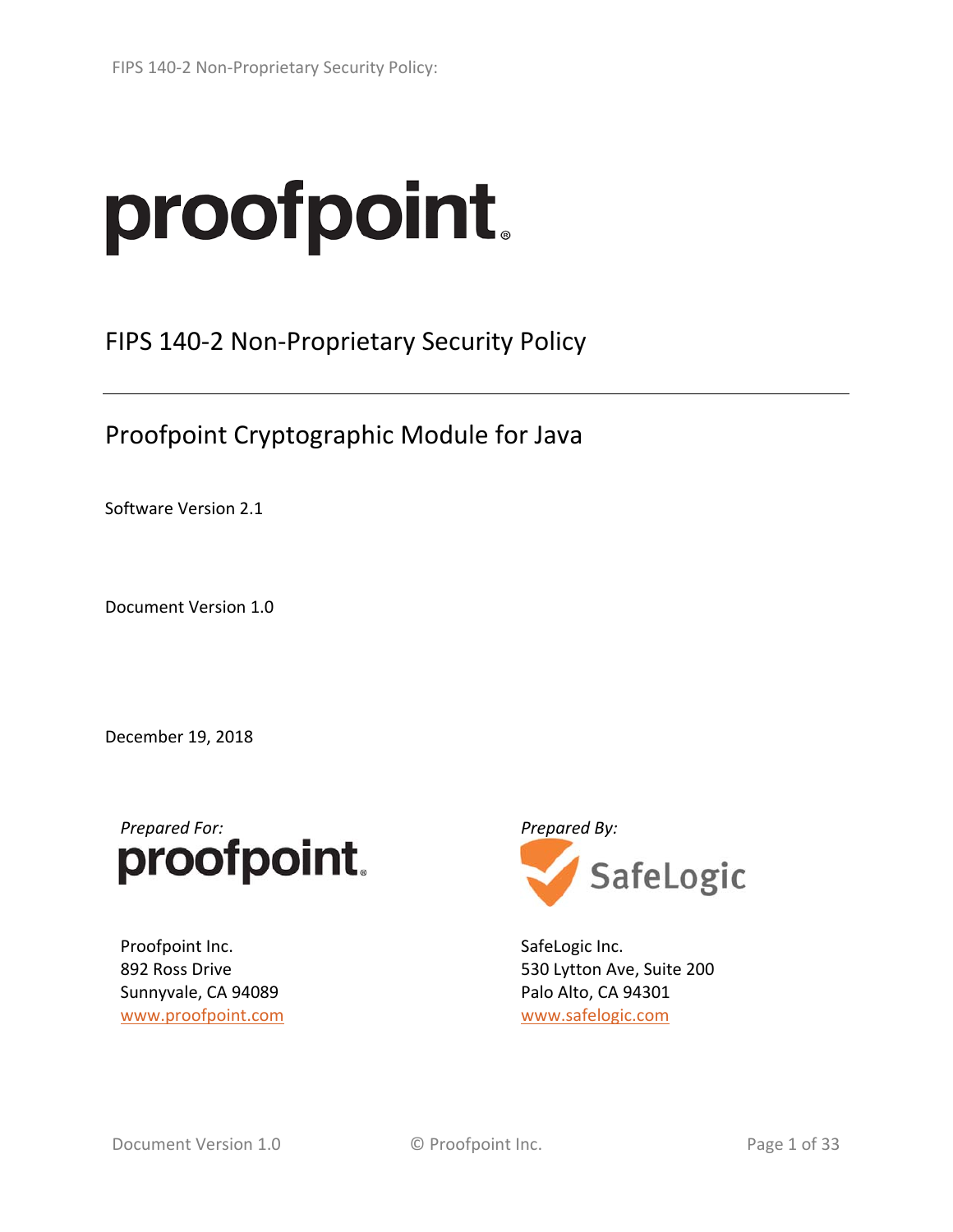proofpoint.

# FIPS 140-2 Non-Proprietary Security Policy

## Proofpoint Cryptographic Module for Java

Software Version 2.1

Document Version 1.0

December 19, 2018

*Prepared For:*

proofpoint.

Proofpoint Inc.
892 Ross Drive
Sunnyvale, CA 94089
www.proofpoint.com

*Prepared By:*

SafeLogic

SafeLogic Inc.
530 Lytton Ave, Suite 200
Palo Alto, CA 94301
www.safelogic.com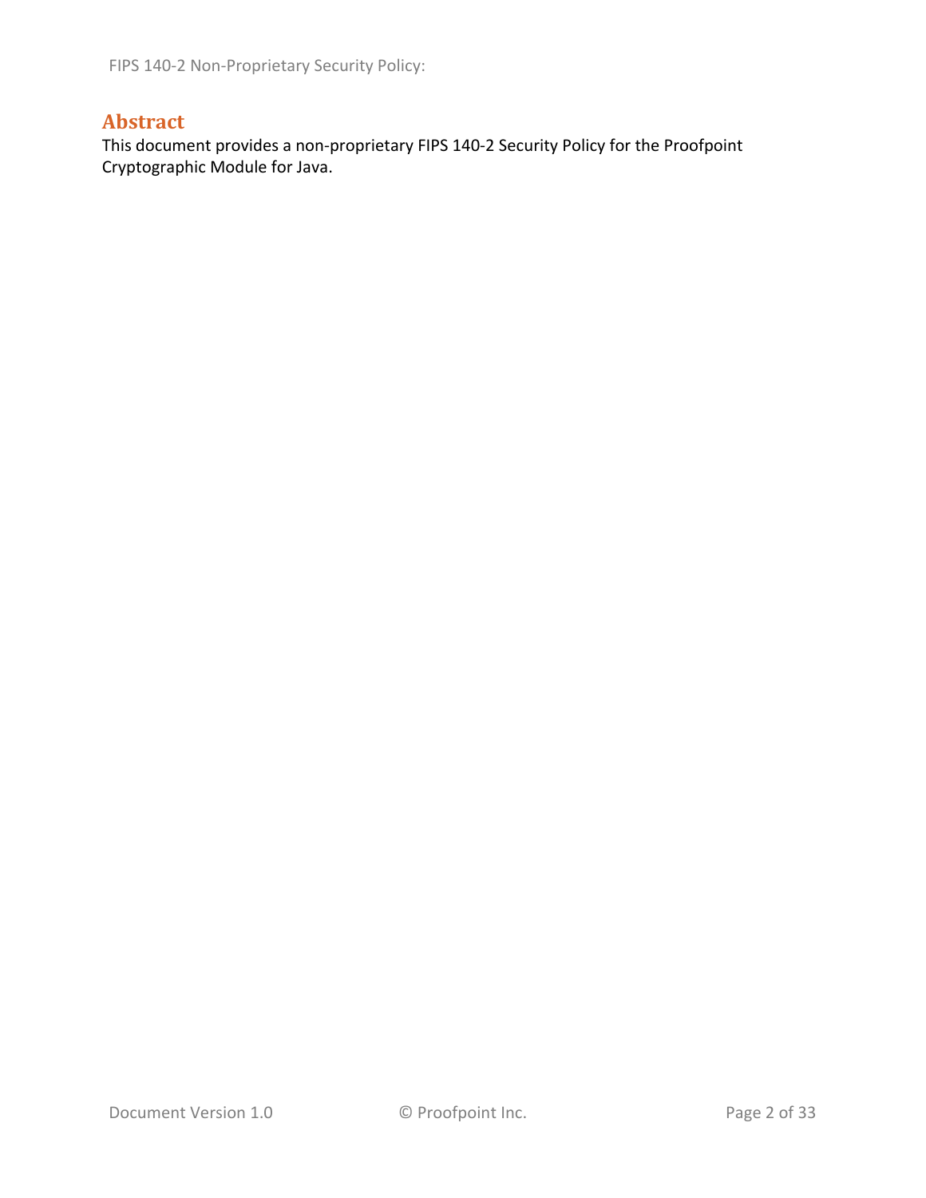## Abstract

This document provides a non-proprietary FIPS 140-2 Security Policy for the Proofpoint Cryptographic Module for Java.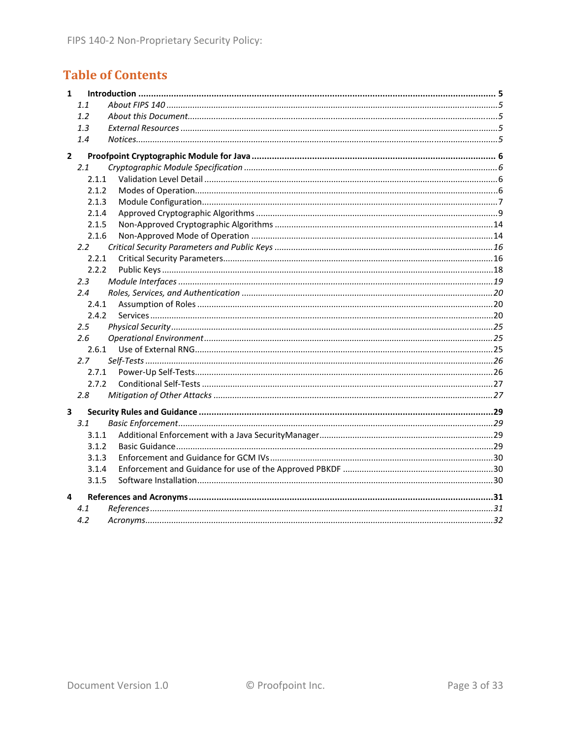# Table of Contents

**1 Introduction ........................................................ 5**

*1.1 About FIPS 140 ........................................................ 5*

*1.2 About this Document ........................................................ 5*

*1.3 External Resources ........................................................ 5*

*1.4 Notices ........................................................ 5*

**2 Proofpoint Cryptographic Module for Java ........................................................ 6**

*2.1 Cryptographic Module Specification ........................................................ 6*

2.1.1 Validation Level Detail ........................................................ 6

2.1.2 Modes of Operation ........................................................ 6

2.1.3 Module Configuration ........................................................ 7

2.1.4 Approved Cryptographic Algorithms ........................................................ 9

2.1.5 Non-Approved Cryptographic Algorithms ........................................................ 14

2.1.6 Non-Approved Mode of Operation ........................................................ 14

*2.2 Critical Security Parameters and Public Keys ........................................................ 16*

2.2.1 Critical Security Parameters ........................................................ 16

2.2.2 Public Keys ........................................................ 18

*2.3 Module Interfaces ........................................................ 19*

*2.4 Roles, Services, and Authentication ........................................................ 20*

2.4.1 Assumption of Roles ........................................................ 20

2.4.2 Services ........................................................ 20

*2.5 Physical Security ........................................................ 25*

*2.6 Operational Environment ........................................................ 25*

2.6.1 Use of External RNG ........................................................ 25

*2.7 Self-Tests ........................................................ 26*

2.7.1 Power-Up Self-Tests ........................................................ 26

2.7.2 Conditional Self-Tests ........................................................ 27

*2.8 Mitigation of Other Attacks ........................................................ 27*

**3 Security Rules and Guidance ........................................................ 29**

*3.1 Basic Enforcement ........................................................ 29*

3.1.1 Additional Enforcement with a Java SecurityManager ........................................................ 29

3.1.2 Basic Guidance ........................................................ 29

3.1.3 Enforcement and Guidance for GCM IVs ........................................................ 30

3.1.4 Enforcement and Guidance for use of the Approved PBKDF ........................................................ 30

3.1.5 Software Installation ........................................................ 30

**4 References and Acronyms ........................................................ 31**

*4.1 References ........................................................ 31*

*4.2 Acronyms ........................................................ 32*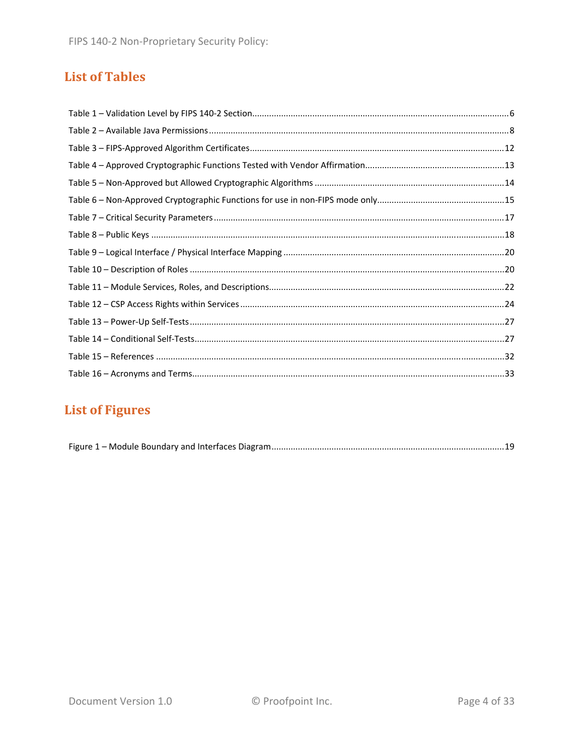# List of Tables

Table 1 – Validation Level by FIPS 140-2 Section.......................................................................................6
Table 2 – Available Java Permissions.......................................................................................................8
Table 3 – FIPS-Approved Algorithm Certificates.......................................................................................12
Table 4 – Approved Cryptographic Functions Tested with Vendor Affirmation.........................................13
Table 5 – Non-Approved but Allowed Cryptographic Algorithms ............................................................14
Table 6 – Non-Approved Cryptographic Functions for use in non-FIPS mode only....................................15
Table 7 – Critical Security Parameters......................................................................................................17
Table 8 – Public Keys ................................................................................................................................18
Table 9 – Logical Interface / Physical Interface Mapping .........................................................................20
Table 10 – Description of Roles ................................................................................................................20
Table 11 – Module Services, Roles, and Descriptions................................................................................22
Table 12 – CSP Access Rights within Services ...........................................................................................24
Table 13 – Power-Up Self-Tests................................................................................................................27
Table 14 – Conditional Self-Tests..............................................................................................................27
Table 15 – References ..............................................................................................................................32
Table 16 – Acronyms and Terms...............................................................................................................33

# List of Figures

Figure 1 – Module Boundary and Interfaces Diagram...............................................................................19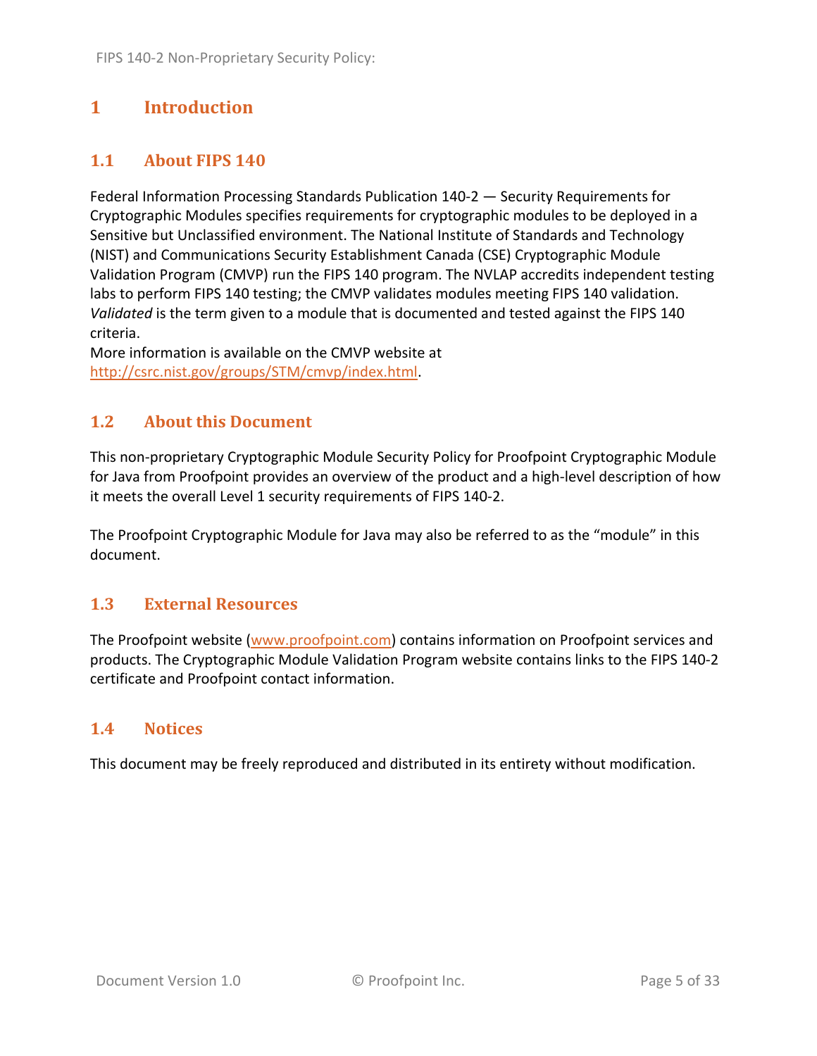# 1 Introduction

## 1.1 About FIPS 140

Federal Information Processing Standards Publication 140-2 — Security Requirements for Cryptographic Modules specifies requirements for cryptographic modules to be deployed in a Sensitive but Unclassified environment. The National Institute of Standards and Technology (NIST) and Communications Security Establishment Canada (CSE) Cryptographic Module Validation Program (CMVP) run the FIPS 140 program. The NVLAP accredits independent testing labs to perform FIPS 140 testing; the CMVP validates modules meeting FIPS 140 validation. *Validated* is the term given to a module that is documented and tested against the FIPS 140 criteria.
More information is available on the CMVP website at http://csrc.nist.gov/groups/STM/cmvp/index.html.

## 1.2 About this Document

This non-proprietary Cryptographic Module Security Policy for Proofpoint Cryptographic Module for Java from Proofpoint provides an overview of the product and a high-level description of how it meets the overall Level 1 security requirements of FIPS 140-2.

The Proofpoint Cryptographic Module for Java may also be referred to as the "module" in this document.

## 1.3 External Resources

The Proofpoint website (www.proofpoint.com) contains information on Proofpoint services and products. The Cryptographic Module Validation Program website contains links to the FIPS 140-2 certificate and Proofpoint contact information.

## 1.4 Notices

This document may be freely reproduced and distributed in its entirety without modification.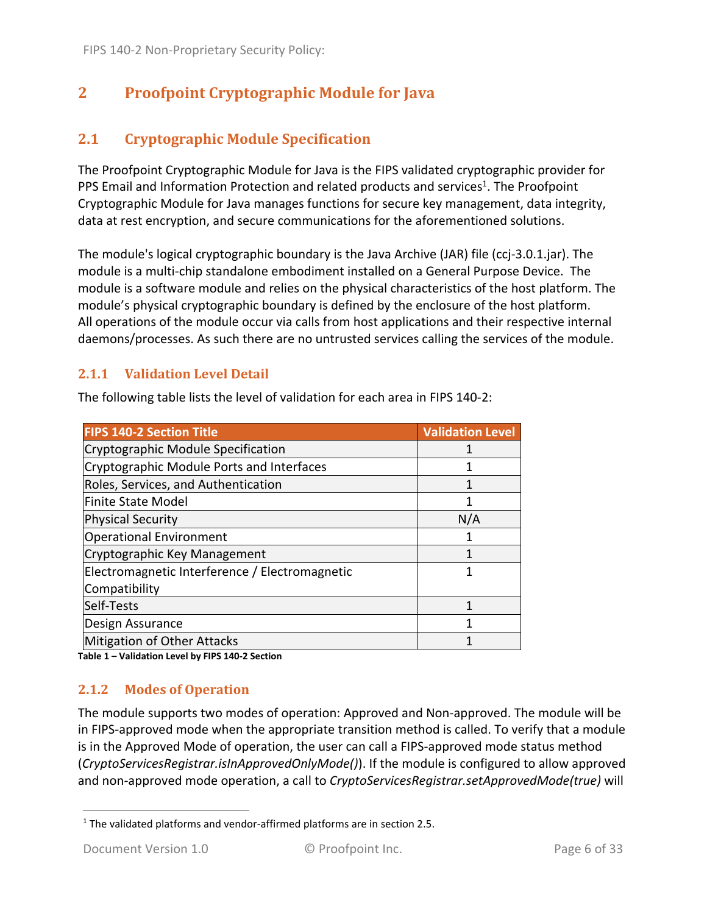# 2 Proofpoint Cryptographic Module for Java

## 2.1 Cryptographic Module Specification

The Proofpoint Cryptographic Module for Java is the FIPS validated cryptographic provider for PPS Email and Information Protection and related products and services[1]. The Proofpoint Cryptographic Module for Java manages functions for secure key management, data integrity, data at rest encryption, and secure communications for the aforementioned solutions.

The module's logical cryptographic boundary is the Java Archive (JAR) file (ccj-3.0.1.jar). The module is a multi-chip standalone embodiment installed on a General Purpose Device. The module is a software module and relies on the physical characteristics of the host platform. The module's physical cryptographic boundary is defined by the enclosure of the host platform. All operations of the module occur via calls from host applications and their respective internal daemons/processes. As such there are no untrusted services calling the services of the module.

### 2.1.1 Validation Level Detail

The following table lists the level of validation for each area in FIPS 140-2:

| FIPS 140-2 Section Title | Validation Level |
|---|---|
| Cryptographic Module Specification | 1 |
| Cryptographic Module Ports and Interfaces | 1 |
| Roles, Services, and Authentication | 1 |
| Finite State Model | 1 |
| Physical Security | N/A |
| Operational Environment | 1 |
| Cryptographic Key Management | 1 |
| Electromagnetic Interference / Electromagnetic Compatibility | 1 |
| Self-Tests | 1 |
| Design Assurance | 1 |
| Mitigation of Other Attacks | 1 |

**Table 1 – Validation Level by FIPS 140-2 Section**

### 2.1.2 Modes of Operation

The module supports two modes of operation: Approved and Non-approved. The module will be in FIPS-approved mode when the appropriate transition method is called. To verify that a module is in the Approved Mode of operation, the user can call a FIPS-approved mode status method (*CryptoServicesRegistrar.isInApprovedOnlyMode()*). If the module is configured to allow approved and non-approved mode operation, a call to *CryptoServicesRegistrar.setApprovedMode(true)* will

[1] The validated platforms and vendor-affirmed platforms are in section 2.5.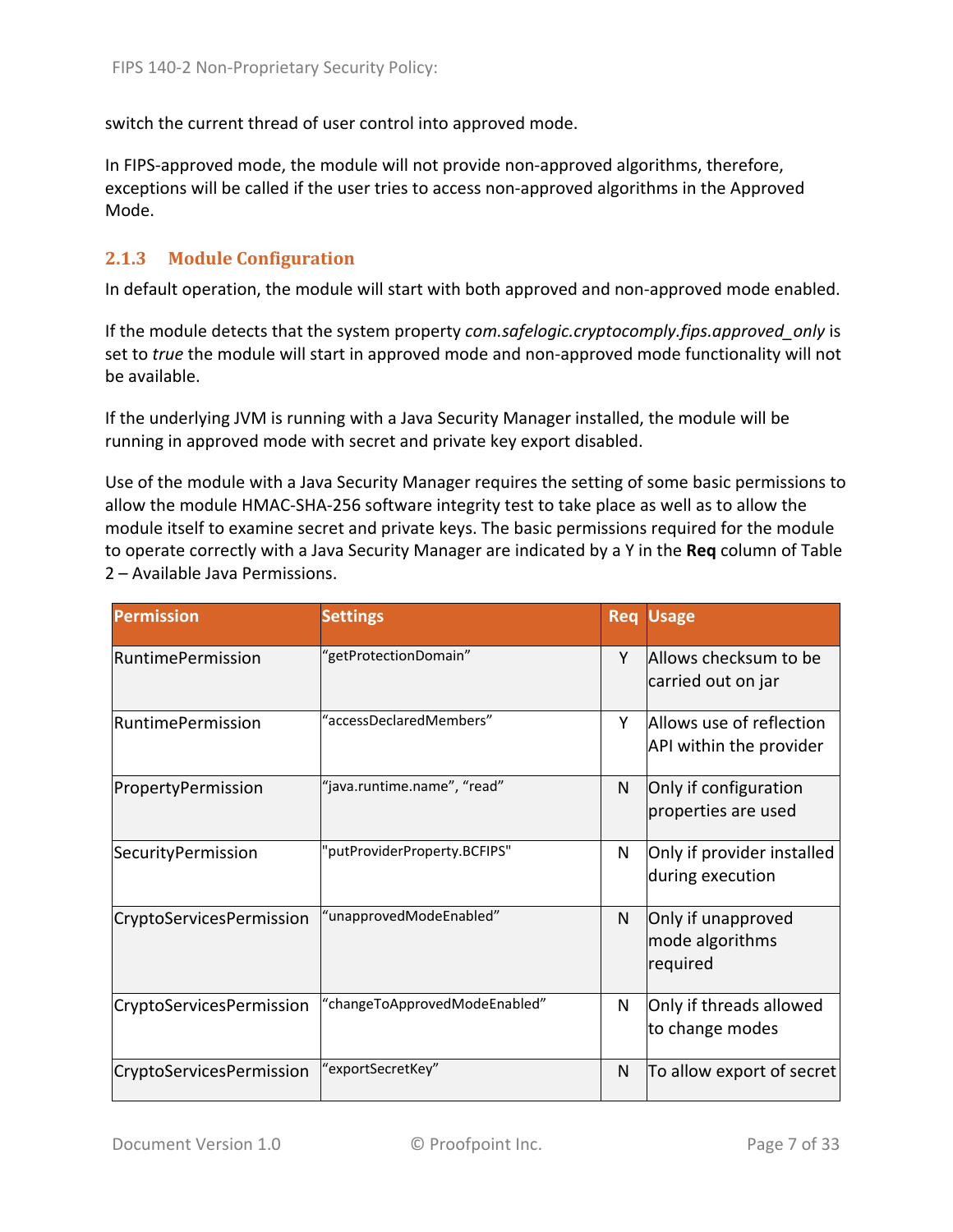switch the current thread of user control into approved mode.

In FIPS-approved mode, the module will not provide non-approved algorithms, therefore, exceptions will be called if the user tries to access non-approved algorithms in the Approved Mode.

### 2.1.3 Module Configuration

In default operation, the module will start with both approved and non-approved mode enabled.

If the module detects that the system property *com.safelogic.cryptocomply.fips.approved_only* is set to *true* the module will start in approved mode and non-approved mode functionality will not be available.

If the underlying JVM is running with a Java Security Manager installed, the module will be running in approved mode with secret and private key export disabled.

Use of the module with a Java Security Manager requires the setting of some basic permissions to allow the module HMAC-SHA-256 software integrity test to take place as well as to allow the module itself to examine secret and private keys. The basic permissions required for the module to operate correctly with a Java Security Manager are indicated by a Y in the **Req** column of Table 2 – Available Java Permissions.

| Permission | Settings | Req | Usage |
|---|---|---|---|
| RuntimePermission | "getProtectionDomain" | Y | Allows checksum to be carried out on jar |
| RuntimePermission | "accessDeclaredMembers" | Y | Allows use of reflection API within the provider |
| PropertyPermission | "java.runtime.name", "read" | N | Only if configuration properties are used |
| SecurityPermission | "putProviderProperty.BCFIPS" | N | Only if provider installed during execution |
| CryptoServicesPermission | "unapprovedModeEnabled" | N | Only if unapproved mode algorithms required |
| CryptoServicesPermission | "changeToApprovedModeEnabled" | N | Only if threads allowed to change modes |
| CryptoServicesPermission | "exportSecretKey" | N | To allow export of secret |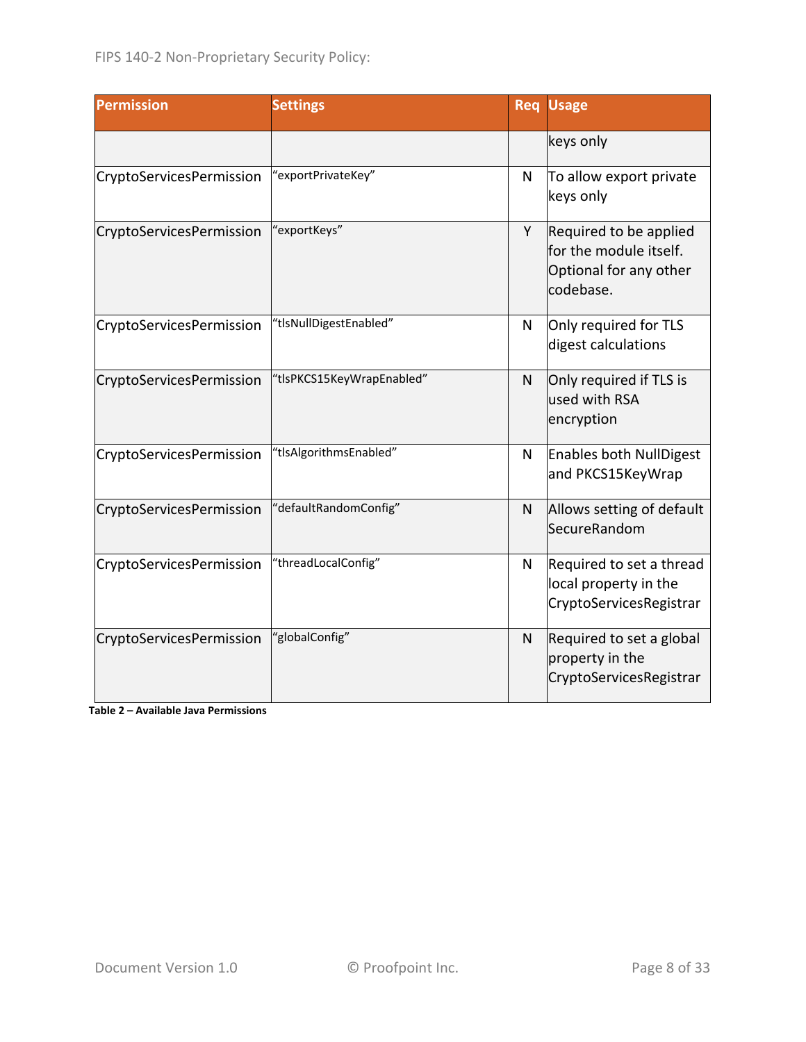| Permission | Settings | Req | Usage |
|---|---|---|---|
| | | | keys only |
| CryptoServicesPermission | “exportPrivateKey” | N | To allow export private keys only |
| CryptoServicesPermission | “exportKeys” | Y | Required to be applied for the module itself. Optional for any other codebase. |
| CryptoServicesPermission | “tlsNullDigestEnabled” | N | Only required for TLS digest calculations |
| CryptoServicesPermission | “tlsPKCS15KeyWrapEnabled” | N | Only required if TLS is used with RSA encryption |
| CryptoServicesPermission | “tlsAlgorithmsEnabled” | N | Enables both NullDigest and PKCS15KeyWrap |
| CryptoServicesPermission | “defaultRandomConfig” | N | Allows setting of default SecureRandom |
| CryptoServicesPermission | “threadLocalConfig” | N | Required to set a thread local property in the CryptoServicesRegistrar |
| CryptoServicesPermission | “globalConfig” | N | Required to set a global property in the CryptoServicesRegistrar |

**Table 2 – Available Java Permissions**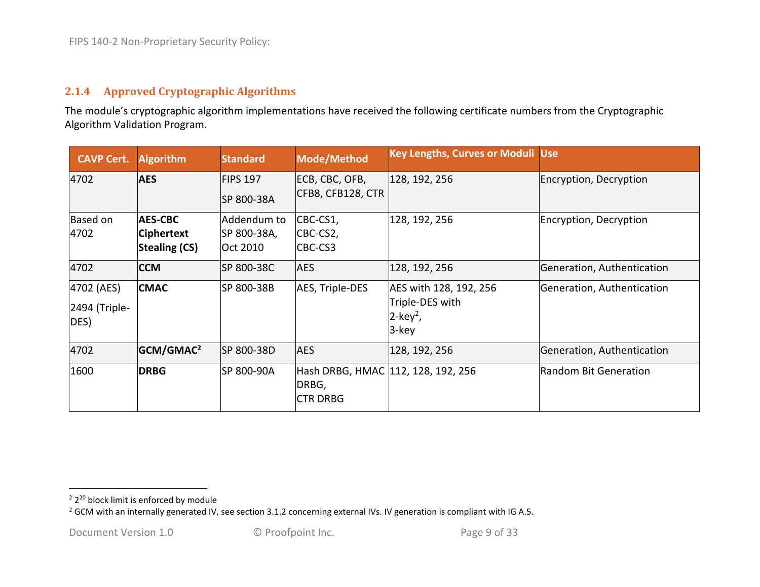### 2.1.4 Approved Cryptographic Algorithms

The module's cryptographic algorithm implementations have received the following certificate numbers from the Cryptographic Algorithm Validation Program.

| CAVP Cert. | Algorithm | Standard | Mode/Method | Key Lengths, Curves or Moduli | Use |
|---|---|---|---|---|---|
| 4702 | **AES** | FIPS 197<br>SP 800-38A | ECB, CBC, OFB, CFB8, CFB128, CTR | 128, 192, 256 | Encryption, Decryption |
| Based on 4702 | **AES-CBC Ciphertext Stealing (CS)** | Addendum to SP 800-38A, Oct 2010 | CBC-CS1,<br>CBC-CS2,<br>CBC-CS3 | 128, 192, 256 | Encryption, Decryption |
| 4702 | **CCM** | SP 800-38C | AES | 128, 192, 256 | Generation, Authentication |
| 4702 (AES)<br>2494 (Triple-DES) | **CMAC** | SP 800-38B | AES, Triple-DES | AES with 128, 192, 256<br>Triple-DES with<br>2-key[2],<br>3-key | Generation, Authentication |
| 4702 | **GCM/GMAC[2]** | SP 800-38D | AES | 128, 192, 256 | Generation, Authentication |
| 1600 | **DRBG** | SP 800-90A | Hash DRBG, HMAC DRBG,<br>CTR DRBG | 112, 128, 192, 256 | Random Bit Generation |

[2] $2^{20}$ block limit is enforced by module

[2] GCM with an internally generated IV, see section 3.1.2 concerning external IVs. IV generation is compliant with IG A.5.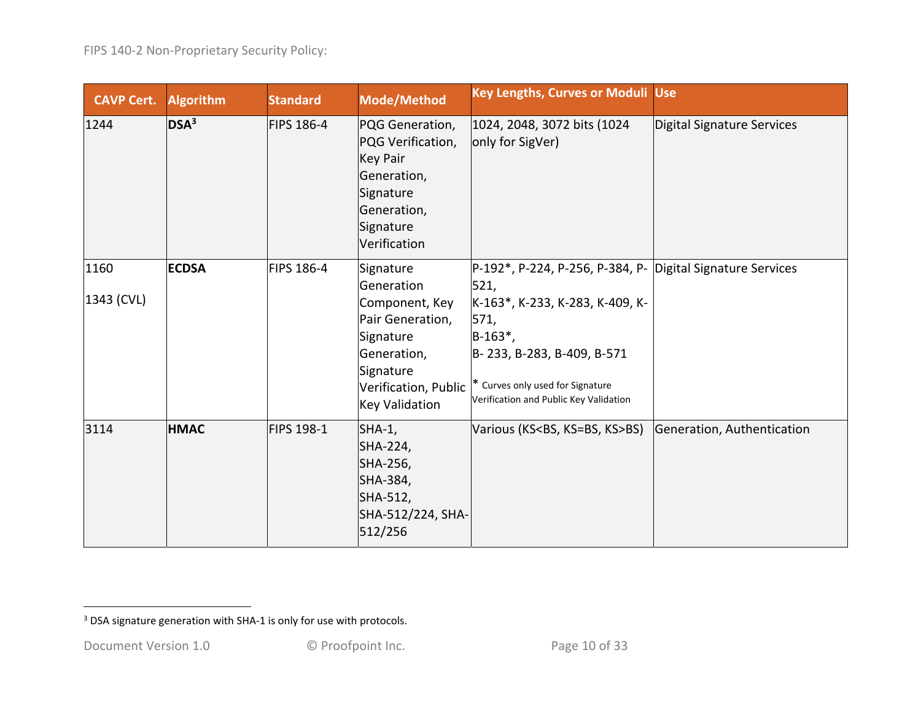| CAVP Cert. | Algorithm | Standard | Mode/Method | Key Lengths, Curves or Moduli | Use |
|---|---|---|---|---|---|
| 1244 | **DSA**[3] | FIPS 186-4 | PQG Generation, PQG Verification, Key Pair Generation, Signature Generation, Signature Verification | 1024, 2048, 3072 bits (1024 only for SigVer) | Digital Signature Services |
| 1160<br><br>1343 (CVL) | **ECDSA** | FIPS 186-4 | Signature Generation Component, Key Pair Generation, Signature Generation, Signature Verification, Public Key Validation | P-192*, P-224, P-256, P-384, P-521,<br>K-163*, K-233, K-283, K-409, K-571,<br>B-163*,<br>B- 233, B-283, B-409, B-571<br><br>* Curves only used for Signature Verification and Public Key Validation | Digital Signature Services |
| 3114 | **HMAC** | FIPS 198-1 | SHA-1,<br>SHA-224,<br>SHA-256,<br>SHA-384,<br>SHA-512,<br>SHA-512/224, SHA-512/256 | Various (KS<BS, KS=BS, KS>BS) | Generation, Authentication |

[3] DSA signature generation with SHA-1 is only for use with protocols.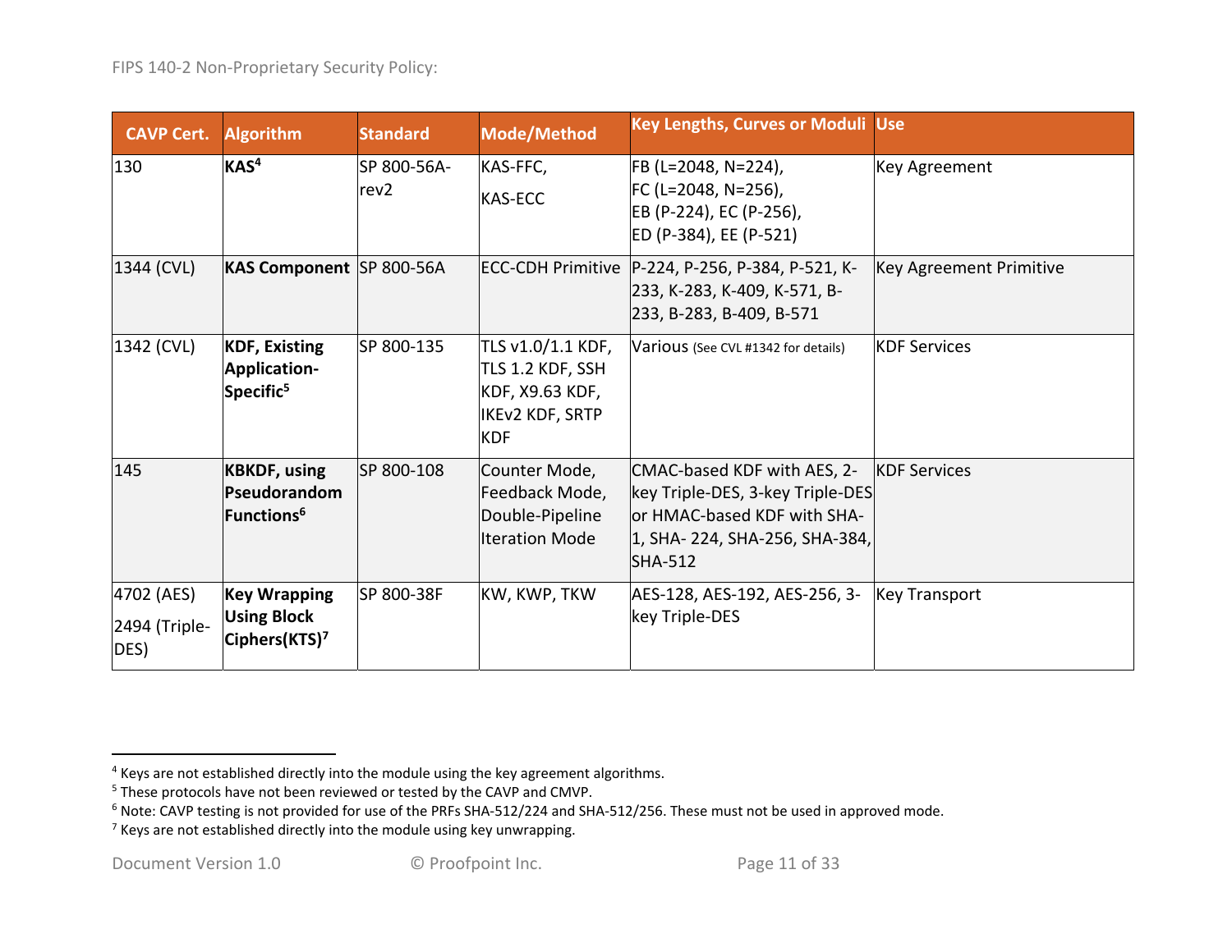| CAVP Cert. | Algorithm | Standard | Mode/Method | Key Lengths, Curves or Moduli | Use |
|---|---|---|---|---|---|
| 130 | **KAS**[4] | SP 800-56A-rev2 | KAS-FFC, KAS-ECC | FB (L=2048, N=224), FC (L=2048, N=256), EB (P-224), EC (P-256), ED (P-384), EE (P-521) | Key Agreement |
| 1344 (CVL) | **KAS Component** | SP 800-56A | ECC-CDH Primitive | P-224, P-256, P-384, P-521, K-233, K-283, K-409, K-571, B-233, B-283, B-409, B-571 | Key Agreement Primitive |
| 1342 (CVL) | **KDF, Existing Application-Specific**[5] | SP 800-135 | TLS v1.0/1.1 KDF, TLS 1.2 KDF, SSH KDF, X9.63 KDF, IKEv2 KDF, SRTP KDF | Various (See CVL #1342 for details) | KDF Services |
| 145 | **KBKDF, using Pseudorandom Functions**[6] | SP 800-108 | Counter Mode, Feedback Mode, Double-Pipeline Iteration Mode | CMAC-based KDF with AES, 2-key Triple-DES, 3-key Triple-DES or HMAC-based KDF with SHA-1, SHA- 224, SHA-256, SHA-384, SHA-512 | KDF Services |
| 4702 (AES)<br>2494 (Triple-DES) | **Key Wrapping Using Block Ciphers(KTS)**[7] | SP 800-38F | KW, KWP, TKW | AES-128, AES-192, AES-256, 3-key Triple-DES | Key Transport |

[4] Keys are not established directly into the module using the key agreement algorithms.
[5] These protocols have not been reviewed or tested by the CAVP and CMVP.
[6] Note: CAVP testing is not provided for use of the PRFs SHA-512/224 and SHA-512/256. These must not be used in approved mode.
[7] Keys are not established directly into the module using key unwrapping.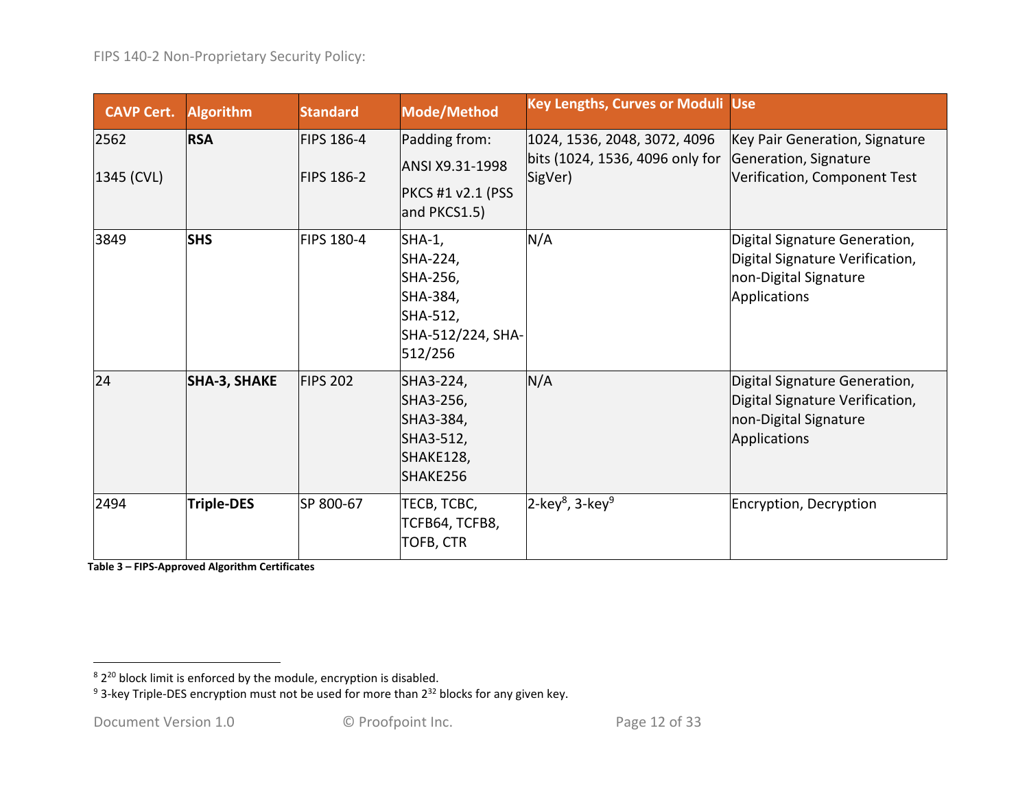| CAVP Cert. | Algorithm | Standard | Mode/Method | Key Lengths, Curves or Moduli | Use |
|---|---|---|---|---|---|
| 2562<br><br>1345 (CVL) | **RSA** | FIPS 186-4<br><br>FIPS 186-2 | Padding from:<br>ANSI X9.31-1998<br>PKCS #1 v2.1 (PSS and PKCS1.5) | 1024, 1536, 2048, 3072, 4096 bits (1024, 1536, 4096 only for SigVer) | Key Pair Generation, Signature Generation, Signature Verification, Component Test |
| 3849 | **SHS** | FIPS 180-4 | SHA-1,<br>SHA-224,<br>SHA-256,<br>SHA-384,<br>SHA-512,<br>SHA-512/224, SHA-512/256 | N/A | Digital Signature Generation, Digital Signature Verification, non-Digital Signature Applications |
| 24 | **SHA-3, SHAKE** | FIPS 202 | SHA3-224,<br>SHA3-256,<br>SHA3-384,<br>SHA3-512,<br>SHAKE128,<br>SHAKE256 | N/A | Digital Signature Generation, Digital Signature Verification, non-Digital Signature Applications |
| 2494 | **Triple-DES** | SP 800-67 | TECB, TCBC, TCFB64, TCFB8, TOFB, CTR | 2-key[8], 3-key[9] | Encryption, Decryption |

**Table 3 – FIPS-Approved Algorithm Certificates**

[8] $2^{20}$ block limit is enforced by the module, encryption is disabled.

[9] 3-key Triple-DES encryption must not be used for more than $2^{32}$ blocks for any given key.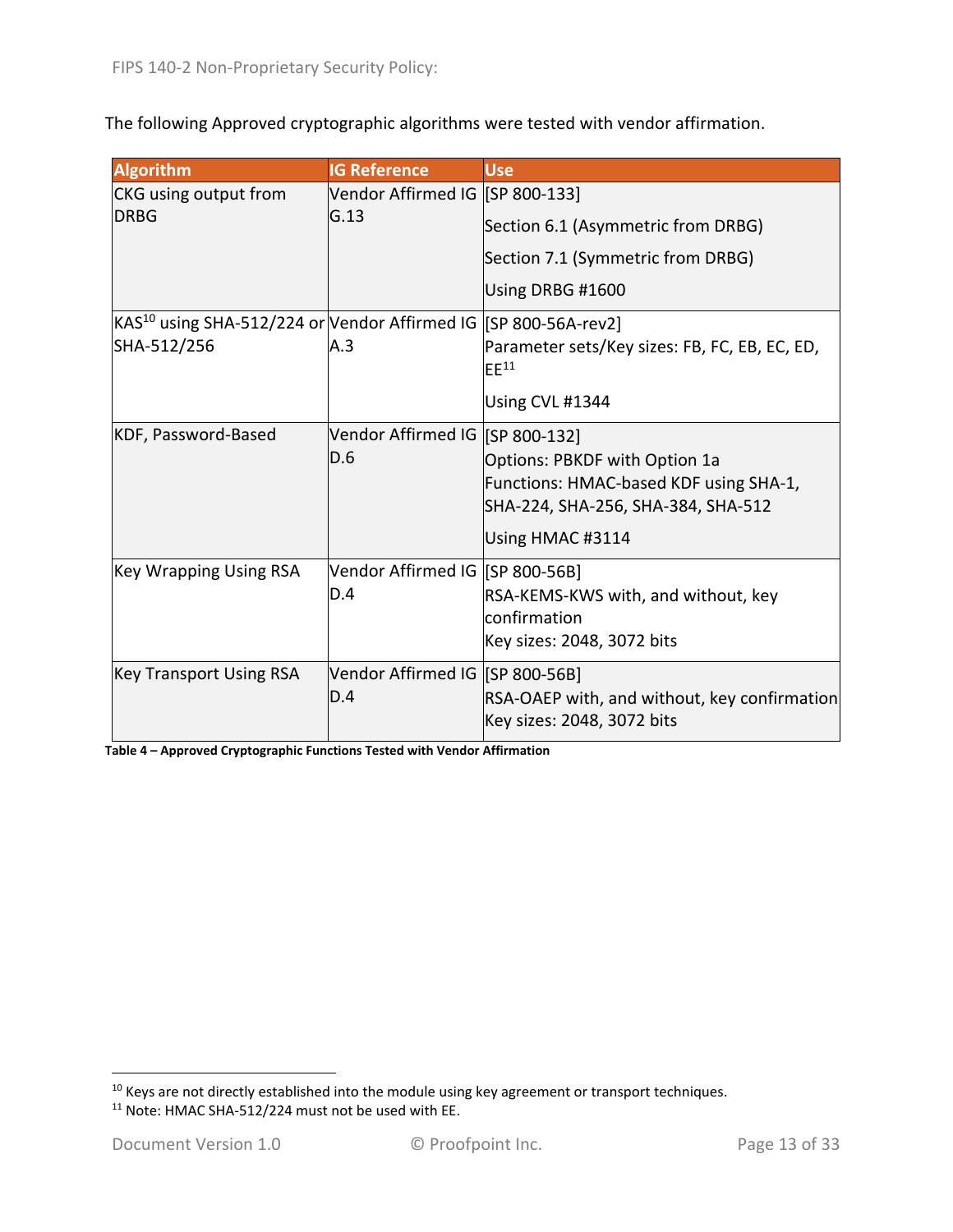The following Approved cryptographic algorithms were tested with vendor affirmation.

| Algorithm | IG Reference | Use |
|---|---|---|
| CKG using output from DRBG | Vendor Affirmed IG G.13 | [SP 800-133]<br>Section 6.1 (Asymmetric from DRBG)<br>Section 7.1 (Symmetric from DRBG)<br>Using DRBG #1600 |
| KAS[10] using SHA-512/224 or SHA-512/256 | Vendor Affirmed IG A.3 | [SP 800-56A-rev2]<br>Parameter sets/Key sizes: FB, FC, EB, EC, ED, EE[11]<br>Using CVL #1344 |
| KDF, Password-Based | Vendor Affirmed IG D.6 | [SP 800-132]<br>Options: PBKDF with Option 1a<br>Functions: HMAC-based KDF using SHA-1, SHA-224, SHA-256, SHA-384, SHA-512<br>Using HMAC #3114 |
| Key Wrapping Using RSA | Vendor Affirmed IG D.4 | [SP 800-56B]<br>RSA-KEMS-KWS with, and without, key confirmation<br>Key sizes: 2048, 3072 bits |
| Key Transport Using RSA | Vendor Affirmed IG D.4 | [SP 800-56B]<br>RSA-OAEP with, and without, key confirmation<br>Key sizes: 2048, 3072 bits |

**Table 4 – Approved Cryptographic Functions Tested with Vendor Affirmation**

[10] Keys are not directly established into the module using key agreement or transport techniques.
[11] Note: HMAC SHA-512/224 must not be used with EE.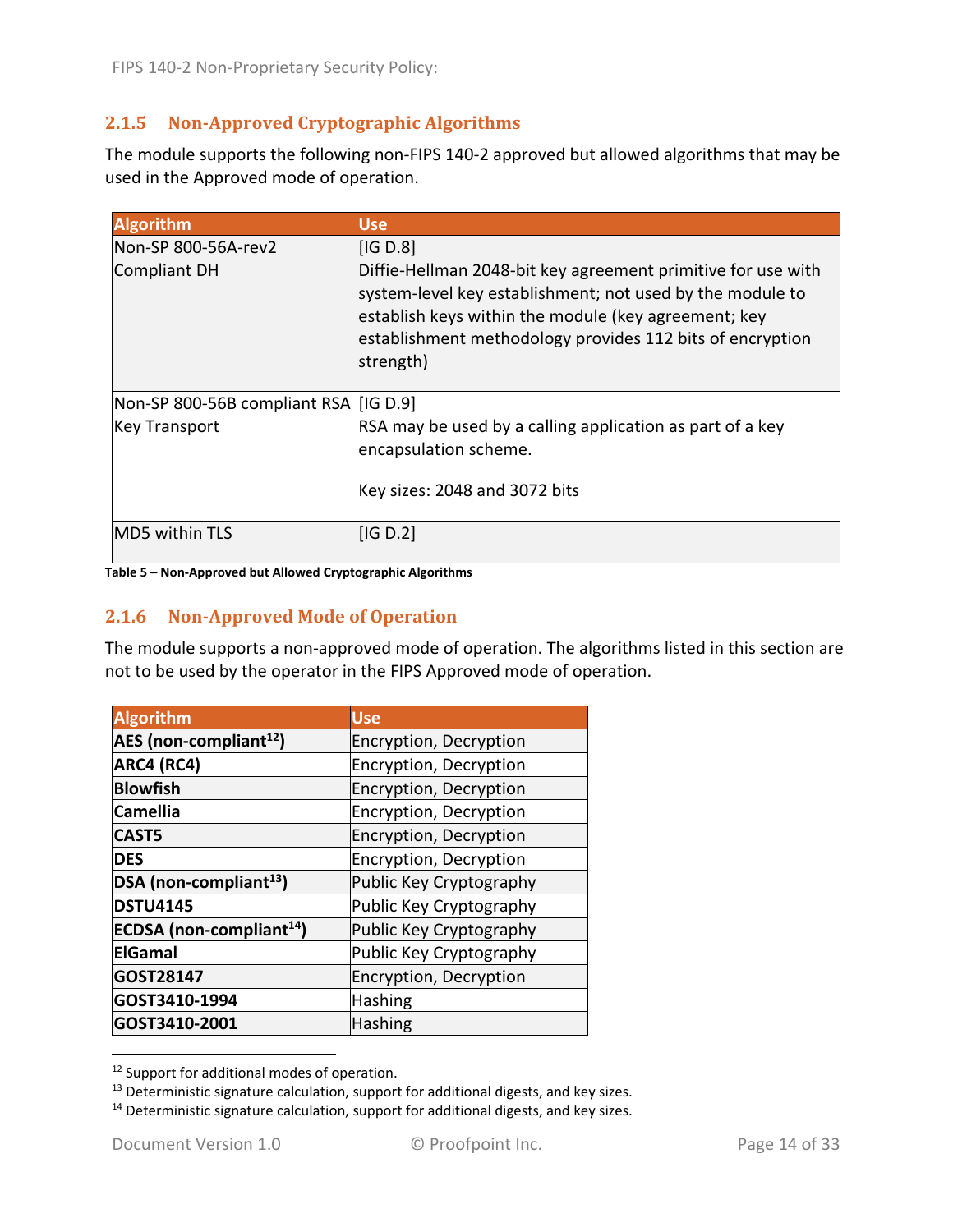### 2.1.5 Non-Approved Cryptographic Algorithms

The module supports the following non-FIPS 140-2 approved but allowed algorithms that may be used in the Approved mode of operation.

| Algorithm | Use |
|---|---|
| Non-SP 800-56A-rev2 Compliant DH | [IG D.8]<br>Diffie-Hellman 2048-bit key agreement primitive for use with system-level key establishment; not used by the module to establish keys within the module (key agreement; key establishment methodology provides 112 bits of encryption strength) |
| Non-SP 800-56B compliant RSA Key Transport | [IG D.9]<br>RSA may be used by a calling application as part of a key encapsulation scheme.<br><br>Key sizes: 2048 and 3072 bits |
| MD5 within TLS | [IG D.2] |

**Table 5 – Non-Approved but Allowed Cryptographic Algorithms**

### 2.1.6 Non-Approved Mode of Operation

The module supports a non-approved mode of operation. The algorithms listed in this section are not to be used by the operator in the FIPS Approved mode of operation.

| Algorithm | Use |
|---|---|
| **AES (non-compliant[12])** | Encryption, Decryption |
| **ARC4 (RC4)** | Encryption, Decryption |
| **Blowfish** | Encryption, Decryption |
| **Camellia** | Encryption, Decryption |
| **CAST5** | Encryption, Decryption |
| **DES** | Encryption, Decryption |
| **DSA (non-compliant[13])** | Public Key Cryptography |
| **DSTU4145** | Public Key Cryptography |
| **ECDSA (non-compliant[14])** | Public Key Cryptography |
| **ElGamal** | Public Key Cryptography |
| **GOST28147** | Encryption, Decryption |
| **GOST3410-1994** | Hashing |
| **GOST3410-2001** | Hashing |

[12] Support for additional modes of operation.
[13] Deterministic signature calculation, support for additional digests, and key sizes.
[14] Deterministic signature calculation, support for additional digests, and key sizes.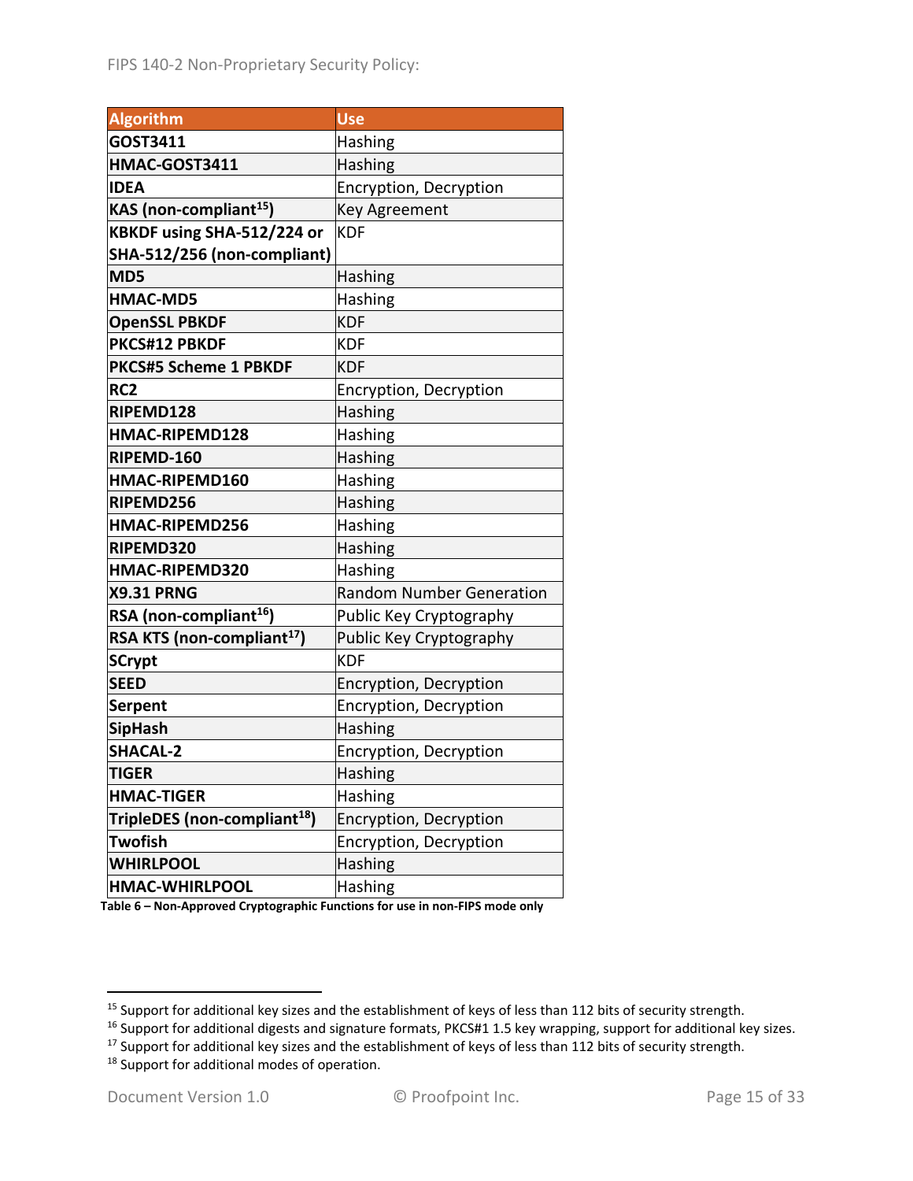| Algorithm | Use |
|---|---|
| **GOST3411** | Hashing |
| **HMAC-GOST3411** | Hashing |
| **IDEA** | Encryption, Decryption |
| **KAS (non-compliant[15])** | Key Agreement |
| **KBKDF using SHA-512/224 or SHA-512/256 (non-compliant)** | KDF |
| **MD5** | Hashing |
| **HMAC-MD5** | Hashing |
| **OpenSSL PBKDF** | KDF |
| **PKCS#12 PBKDF** | KDF |
| **PKCS#5 Scheme 1 PBKDF** | KDF |
| **RC2** | Encryption, Decryption |
| **RIPEMD128** | Hashing |
| **HMAC-RIPEMD128** | Hashing |
| **RIPEMD-160** | Hashing |
| **HMAC-RIPEMD160** | Hashing |
| **RIPEMD256** | Hashing |
| **HMAC-RIPEMD256** | Hashing |
| **RIPEMD320** | Hashing |
| **HMAC-RIPEMD320** | Hashing |
| **X9.31 PRNG** | Random Number Generation |
| **RSA (non-compliant[16])** | Public Key Cryptography |
| **RSA KTS (non-compliant[17])** | Public Key Cryptography |
| **SCrypt** | KDF |
| **SEED** | Encryption, Decryption |
| **Serpent** | Encryption, Decryption |
| **SipHash** | Hashing |
| **SHACAL-2** | Encryption, Decryption |
| **TIGER** | Hashing |
| **HMAC-TIGER** | Hashing |
| **TripleDES (non-compliant[18])** | Encryption, Decryption |
| **Twofish** | Encryption, Decryption |
| **WHIRLPOOL** | Hashing |
| **HMAC-WHIRLPOOL** | Hashing |

**Table 6 – Non-Approved Cryptographic Functions for use in non-FIPS mode only**

[15] Support for additional key sizes and the establishment of keys of less than 112 bits of security strength.

[16] Support for additional digests and signature formats, PKCS#1 1.5 key wrapping, support for additional key sizes.

[17] Support for additional key sizes and the establishment of keys of less than 112 bits of security strength.

[18] Support for additional modes of operation.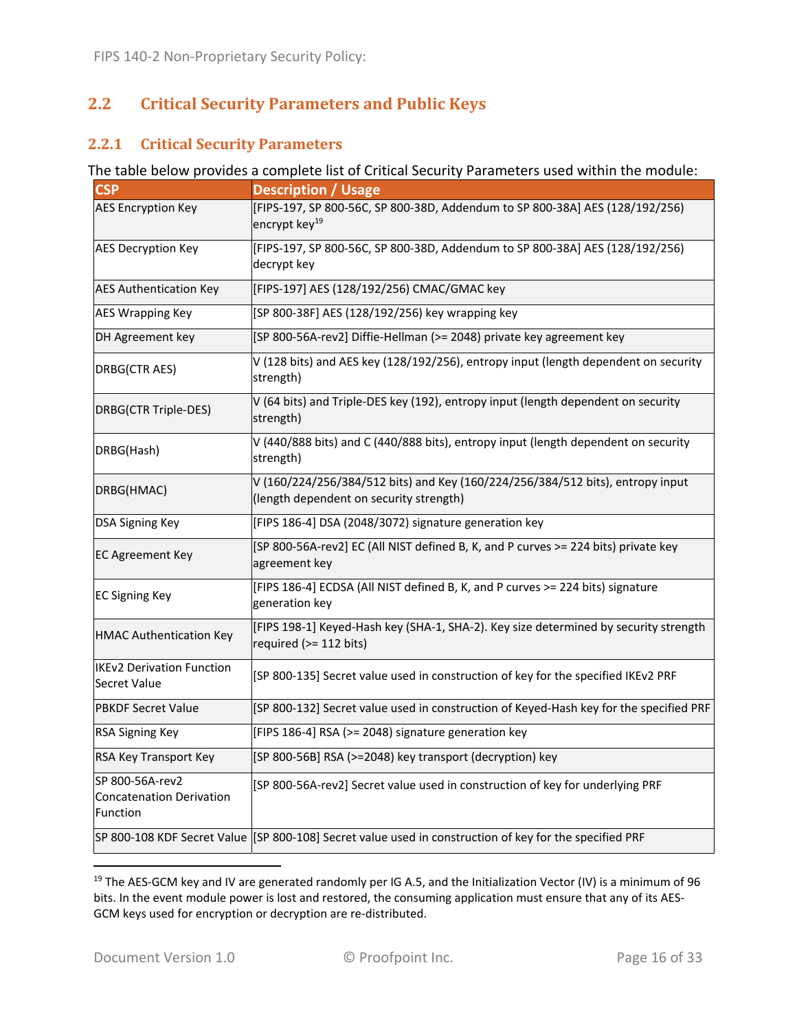## 2.2 Critical Security Parameters and Public Keys

### 2.2.1 Critical Security Parameters

The table below provides a complete list of Critical Security Parameters used within the module:

| CSP | Description / Usage |
|---|---|
| AES Encryption Key | [FIPS-197, SP 800-56C, SP 800-38D, Addendum to SP 800-38A] AES (128/192/256) encrypt key[19] |
| AES Decryption Key | [FIPS-197, SP 800-56C, SP 800-38D, Addendum to SP 800-38A] AES (128/192/256) decrypt key |
| AES Authentication Key | [FIPS-197] AES (128/192/256) CMAC/GMAC key |
| AES Wrapping Key | [SP 800-38F] AES (128/192/256) key wrapping key |
| DH Agreement key | [SP 800-56A-rev2] Diffie-Hellman (>= 2048) private key agreement key |
| DRBG(CTR AES) | V (128 bits) and AES key (128/192/256), entropy input (length dependent on security strength) |
| DRBG(CTR Triple-DES) | V (64 bits) and Triple-DES key (192), entropy input (length dependent on security strength) |
| DRBG(Hash) | V (440/888 bits) and C (440/888 bits), entropy input (length dependent on security strength) |
| DRBG(HMAC) | V (160/224/256/384/512 bits) and Key (160/224/256/384/512 bits), entropy input (length dependent on security strength) |
| DSA Signing Key | [FIPS 186-4] DSA (2048/3072) signature generation key |
| EC Agreement Key | [SP 800-56A-rev2] EC (All NIST defined B, K, and P curves >= 224 bits) private key agreement key |
| EC Signing Key | [FIPS 186-4] ECDSA (All NIST defined B, K, and P curves >= 224 bits) signature generation key |
| HMAC Authentication Key | [FIPS 198-1] Keyed-Hash key (SHA-1, SHA-2). Key size determined by security strength required (>= 112 bits) |
| IKEv2 Derivation Function Secret Value | [SP 800-135] Secret value used in construction of key for the specified IKEv2 PRF |
| PBKDF Secret Value | [SP 800-132] Secret value used in construction of Keyed-Hash key for the specified PRF |
| RSA Signing Key | [FIPS 186-4] RSA (>= 2048) signature generation key |
| RSA Key Transport Key | [SP 800-56B] RSA (>=2048) key transport (decryption) key |
| SP 800-56A-rev2 Concatenation Derivation Function | [SP 800-56A-rev2] Secret value used in construction of key for underlying PRF |
| SP 800-108 KDF Secret Value | [SP 800-108] Secret value used in construction of key for the specified PRF |

[19] The AES-GCM key and IV are generated randomly per IG A.5, and the Initialization Vector (IV) is a minimum of 96 bits. In the event module power is lost and restored, the consuming application must ensure that any of its AES-GCM keys used for encryption or decryption are re-distributed.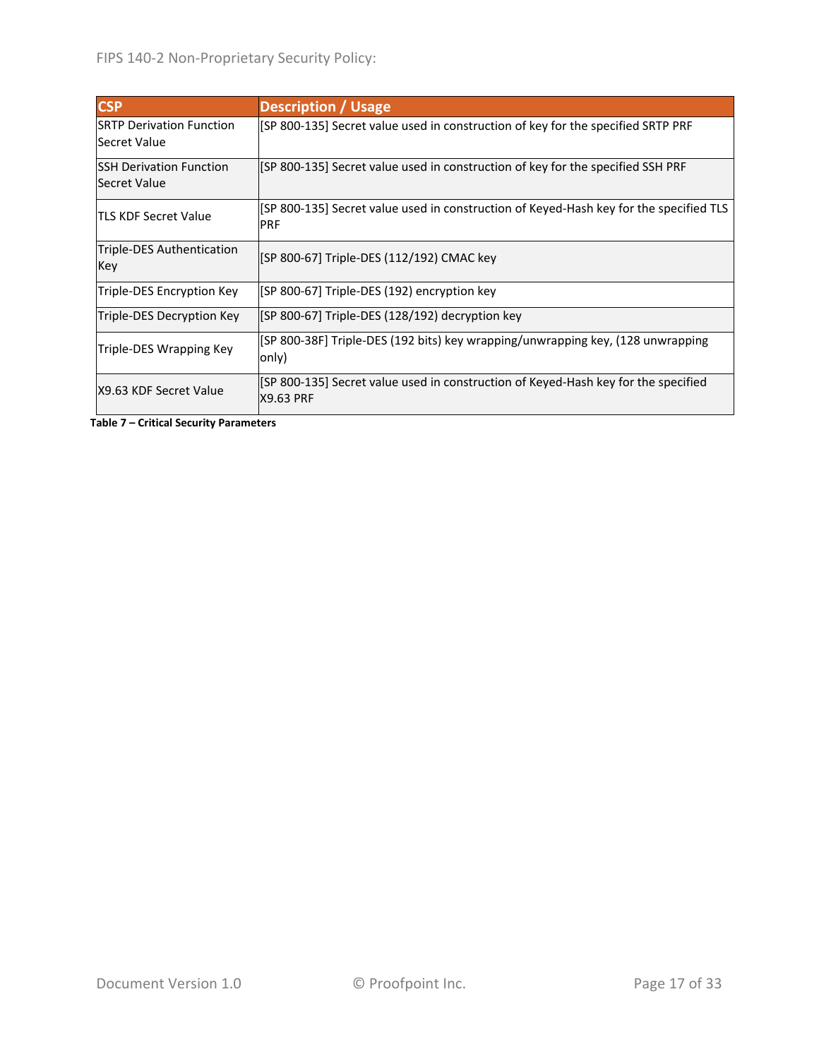| CSP | Description / Usage |
|---|---|
| SRTP Derivation Function Secret Value | [SP 800-135] Secret value used in construction of key for the specified SRTP PRF |
| SSH Derivation Function Secret Value | [SP 800-135] Secret value used in construction of key for the specified SSH PRF |
| TLS KDF Secret Value | [SP 800-135] Secret value used in construction of Keyed-Hash key for the specified TLS PRF |
| Triple-DES Authentication Key | [SP 800-67] Triple-DES (112/192) CMAC key |
| Triple-DES Encryption Key | [SP 800-67] Triple-DES (192) encryption key |
| Triple-DES Decryption Key | [SP 800-67] Triple-DES (128/192) decryption key |
| Triple-DES Wrapping Key | [SP 800-38F] Triple-DES (192 bits) key wrapping/unwrapping key, (128 unwrapping only) |
| X9.63 KDF Secret Value | [SP 800-135] Secret value used in construction of Keyed-Hash key for the specified X9.63 PRF |

**Table 7 – Critical Security Parameters**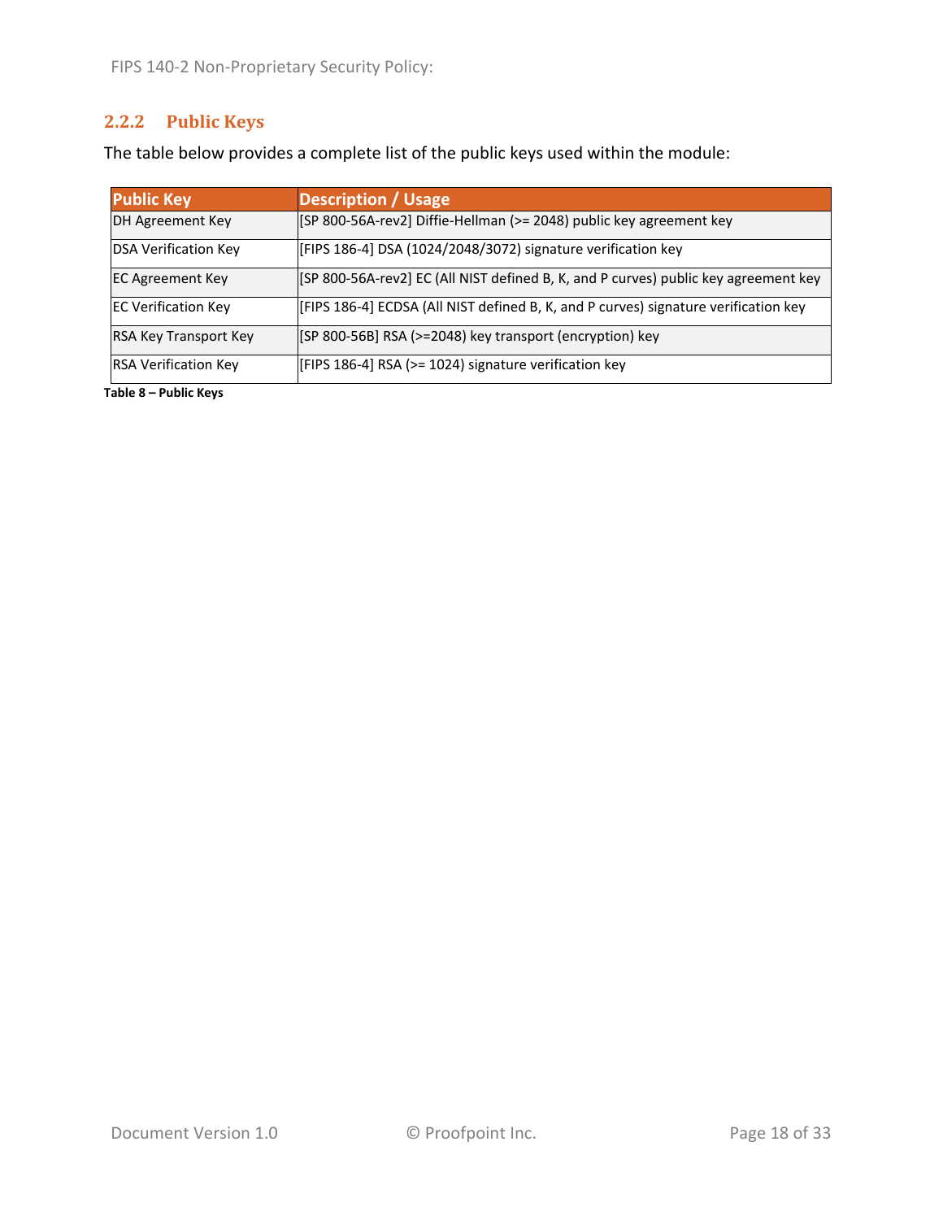### 2.2.2 Public Keys

The table below provides a complete list of the public keys used within the module:

| Public Key | Description / Usage |
|---|---|
| DH Agreement Key | [SP 800-56A-rev2] Diffie-Hellman (>= 2048) public key agreement key |
| DSA Verification Key | [FIPS 186-4] DSA (1024/2048/3072) signature verification key |
| EC Agreement Key | [SP 800-56A-rev2] EC (All NIST defined B, K, and P curves) public key agreement key |
| EC Verification Key | [FIPS 186-4] ECDSA (All NIST defined B, K, and P curves) signature verification key |
| RSA Key Transport Key | [SP 800-56B] RSA (>=2048) key transport (encryption) key |
| RSA Verification Key | [FIPS 186-4] RSA (>= 1024) signature verification key |

**Table 8 – Public Keys**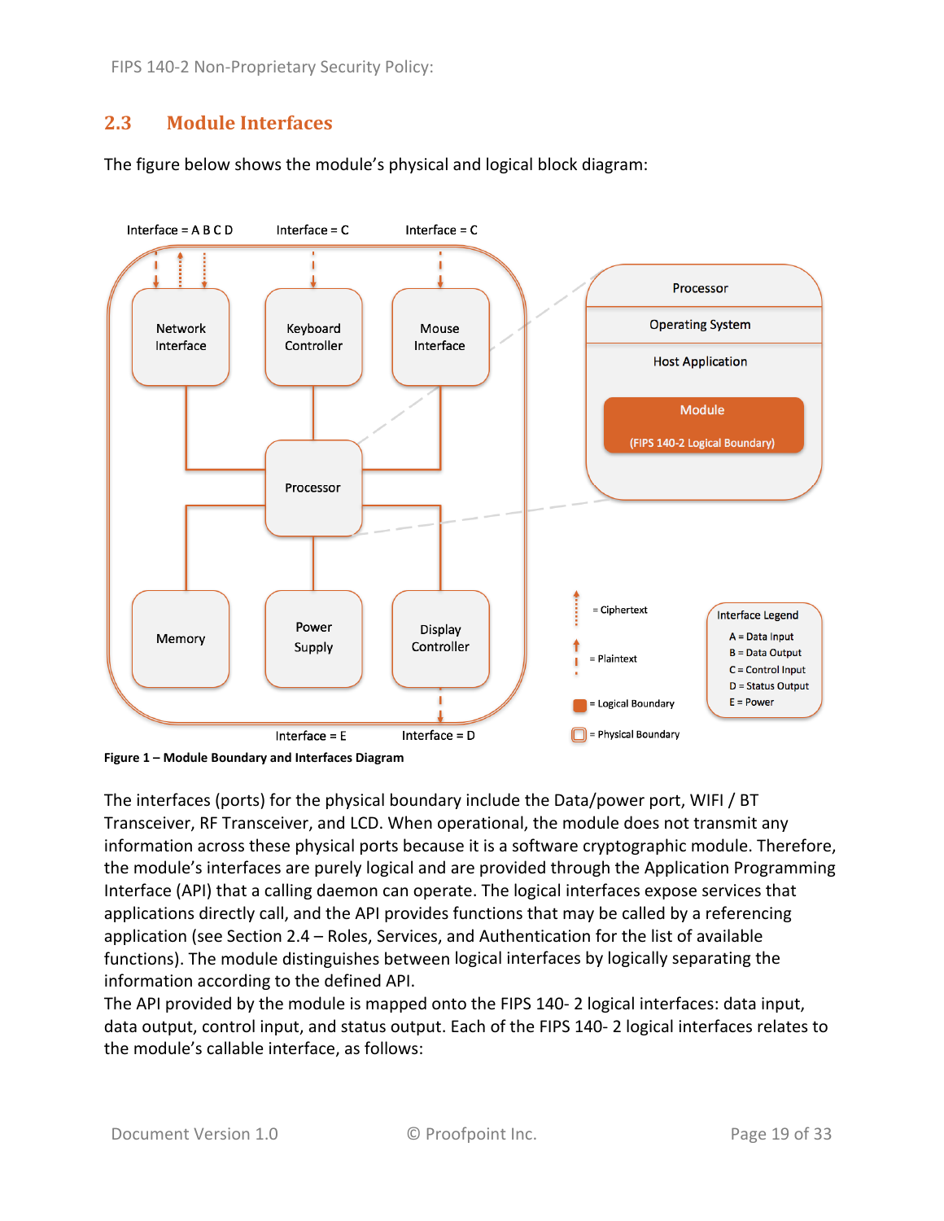## 2.3 Module Interfaces

The figure below shows the module's physical and logical block diagram:

**Figure 1 – Module Boundary and Interfaces Diagram**

The interfaces (ports) for the physical boundary include the Data/power port, WIFI / BT Transceiver, RF Transceiver, and LCD. When operational, the module does not transmit any information across these physical ports because it is a software cryptographic module. Therefore, the module's interfaces are purely logical and are provided through the Application Programming Interface (API) that a calling daemon can operate. The logical interfaces expose services that applications directly call, and the API provides functions that may be called by a referencing application (see Section 2.4 – Roles, Services, and Authentication for the list of available functions). The module distinguishes between logical interfaces by logically separating the information according to the defined API.

The API provided by the module is mapped onto the FIPS 140- 2 logical interfaces: data input, data output, control input, and status output. Each of the FIPS 140- 2 logical interfaces relates to the module's callable interface, as follows: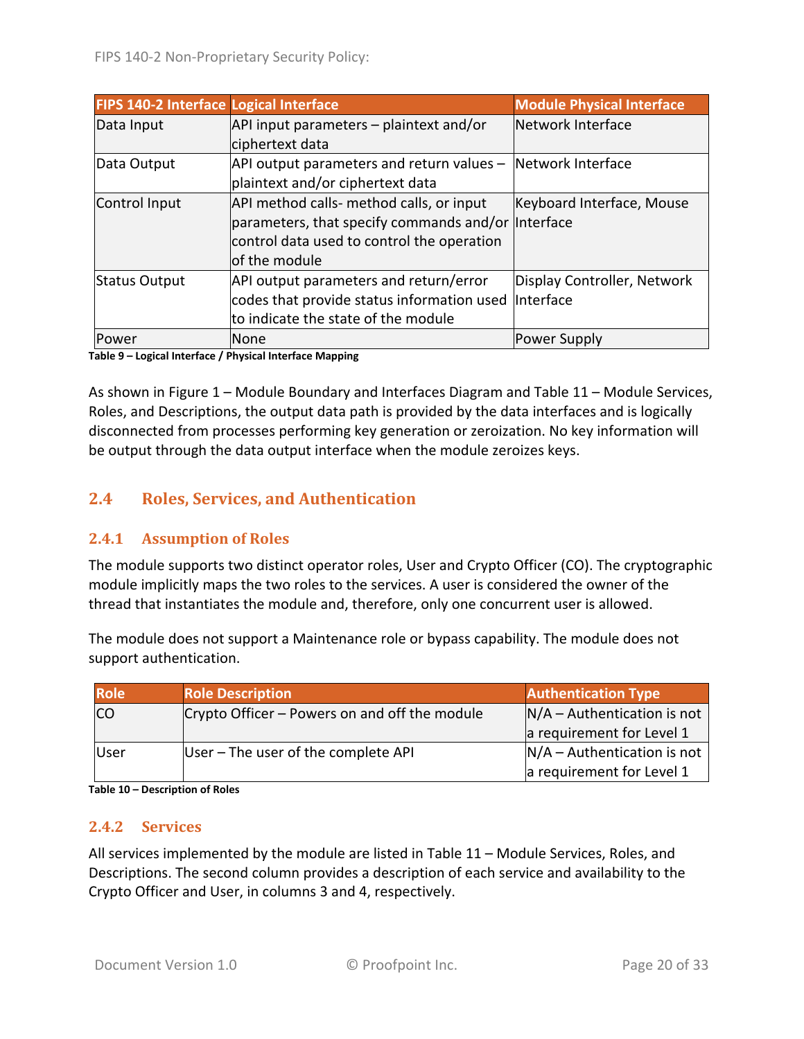| FIPS 140-2 Interface | Logical Interface | Module Physical Interface |
|---|---|---|
| Data Input | API input parameters – plaintext and/or ciphertext data | Network Interface |
| Data Output | API output parameters and return values – plaintext and/or ciphertext data | Network Interface |
| Control Input | API method calls- method calls, or input parameters, that specify commands and/or control data used to control the operation of the module | Keyboard Interface, Mouse Interface |
| Status Output | API output parameters and return/error codes that provide status information used to indicate the state of the module | Display Controller, Network Interface |
| Power | None | Power Supply |

**Table 9 – Logical Interface / Physical Interface Mapping**

As shown in Figure 1 – Module Boundary and Interfaces Diagram and Table 11 – Module Services, Roles, and Descriptions, the output data path is provided by the data interfaces and is logically disconnected from processes performing key generation or zeroization. No key information will be output through the data output interface when the module zeroizes keys.

## 2.4 Roles, Services, and Authentication

### 2.4.1 Assumption of Roles

The module supports two distinct operator roles, User and Crypto Officer (CO). The cryptographic module implicitly maps the two roles to the services. A user is considered the owner of the thread that instantiates the module and, therefore, only one concurrent user is allowed.

The module does not support a Maintenance role or bypass capability. The module does not support authentication.

| Role | Role Description | Authentication Type |
|---|---|---|
| CO | Crypto Officer – Powers on and off the module | N/A – Authentication is not a requirement for Level 1 |
| User | User – The user of the complete API | N/A – Authentication is not a requirement for Level 1 |

**Table 10 – Description of Roles**

### 2.4.2 Services

All services implemented by the module are listed in Table 11 – Module Services, Roles, and Descriptions. The second column provides a description of each service and availability to the Crypto Officer and User, in columns 3 and 4, respectively.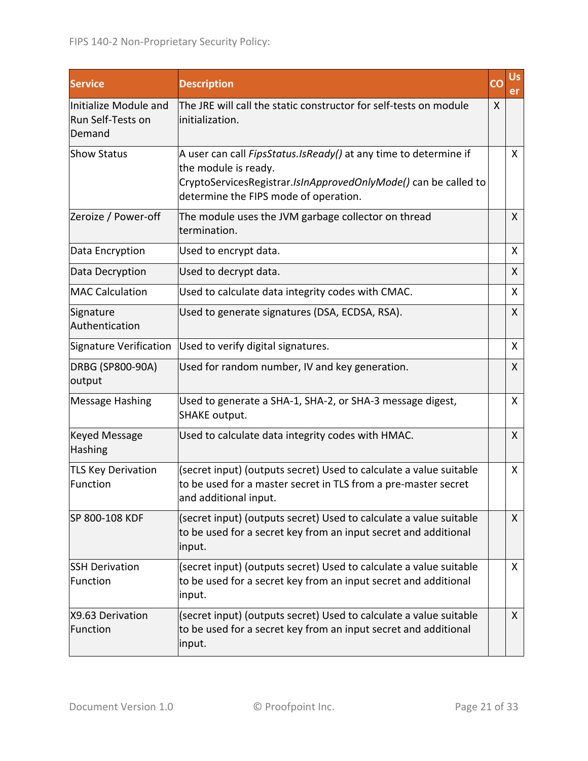| Service | Description | CO | User |
|---|---|---|---|
| Initialize Module and Run Self-Tests on Demand | The JRE will call the static constructor for self-tests on module initialization. | X | |
| Show Status | A user can call *FipsStatus.IsReady()* at any time to determine if the module is ready. CryptoServicesRegistrar.*IsInApprovedOnlyMode()* can be called to determine the FIPS mode of operation. | | X |
| Zeroize / Power-off | The module uses the JVM garbage collector on thread termination. | | X |
| Data Encryption | Used to encrypt data. | | X |
| Data Decryption | Used to decrypt data. | | X |
| MAC Calculation | Used to calculate data integrity codes with CMAC. | | X |
| Signature Authentication | Used to generate signatures (DSA, ECDSA, RSA). | | X |
| Signature Verification | Used to verify digital signatures. | | X |
| DRBG (SP800-90A) output | Used for random number, IV and key generation. | | X |
| Message Hashing | Used to generate a SHA-1, SHA-2, or SHA-3 message digest, SHAKE output. | | X |
| Keyed Message Hashing | Used to calculate data integrity codes with HMAC. | | X |
| TLS Key Derivation Function | (secret input) (outputs secret) Used to calculate a value suitable to be used for a master secret in TLS from a pre-master secret and additional input. | | X |
| SP 800-108 KDF | (secret input) (outputs secret) Used to calculate a value suitable to be used for a secret key from an input secret and additional input. | | X |
| SSH Derivation Function | (secret input) (outputs secret) Used to calculate a value suitable to be used for a secret key from an input secret and additional input. | | X |
| X9.63 Derivation Function | (secret input) (outputs secret) Used to calculate a value suitable to be used for a secret key from an input secret and additional input. | | X |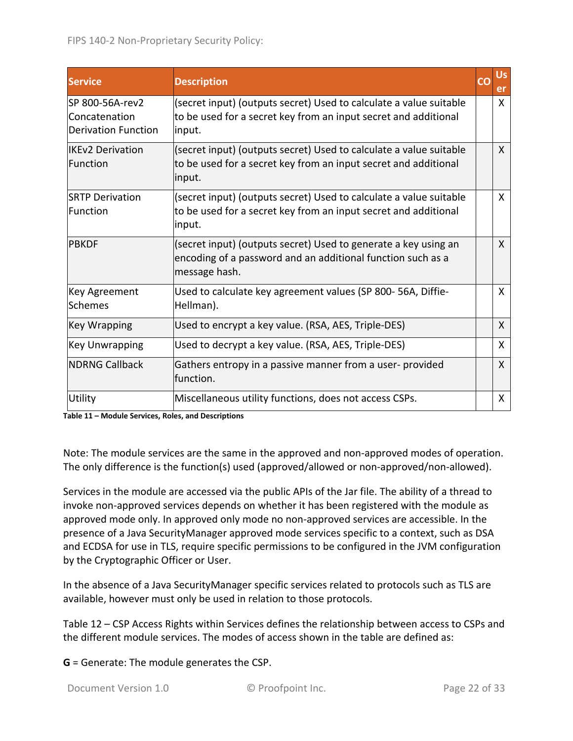| Service | Description | CO | User |
|---|---|---|---|
| SP 800-56A-rev2 Concatenation Derivation Function | (secret input) (outputs secret) Used to calculate a value suitable to be used for a secret key from an input secret and additional input. | | X |
| IKEv2 Derivation Function | (secret input) (outputs secret) Used to calculate a value suitable to be used for a secret key from an input secret and additional input. | | X |
| SRTP Derivation Function | (secret input) (outputs secret) Used to calculate a value suitable to be used for a secret key from an input secret and additional input. | | X |
| PBKDF | (secret input) (outputs secret) Used to generate a key using an encoding of a password and an additional function such as a message hash. | | X |
| Key Agreement Schemes | Used to calculate key agreement values (SP 800- 56A, Diffie-Hellman). | | X |
| Key Wrapping | Used to encrypt a key value. (RSA, AES, Triple-DES) | | X |
| Key Unwrapping | Used to decrypt a key value. (RSA, AES, Triple-DES) | | X |
| NDRNG Callback | Gathers entropy in a passive manner from a user- provided function. | | X |
| Utility | Miscellaneous utility functions, does not access CSPs. | | X |

**Table 11 – Module Services, Roles, and Descriptions**

Note: The module services are the same in the approved and non-approved modes of operation. The only difference is the function(s) used (approved/allowed or non-approved/non-allowed).

Services in the module are accessed via the public APIs of the Jar file. The ability of a thread to invoke non-approved services depends on whether it has been registered with the module as approved mode only. In approved only mode no non-approved services are accessible. In the presence of a Java SecurityManager approved mode services specific to a context, such as DSA and ECDSA for use in TLS, require specific permissions to be configured in the JVM configuration by the Cryptographic Officer or User.

In the absence of a Java SecurityManager specific services related to protocols such as TLS are available, however must only be used in relation to those protocols.

Table 12 – CSP Access Rights within Services defines the relationship between access to CSPs and the different module services. The modes of access shown in the table are defined as:

**G** = Generate: The module generates the CSP.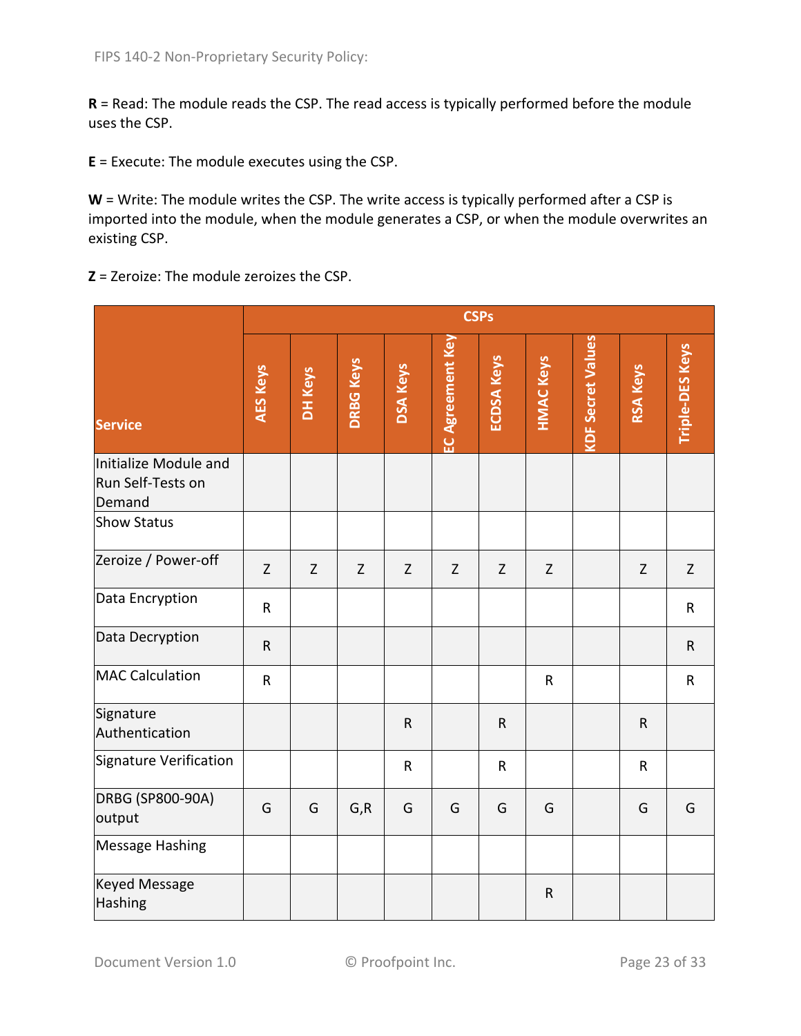**R** = Read: The module reads the CSP. The read access is typically performed before the module uses the CSP.

**E** = Execute: The module executes using the CSP.

**W** = Write: The module writes the CSP. The write access is typically performed after a CSP is imported into the module, when the module generates a CSP, or when the module overwrites an existing CSP.

**Z** = Zeroize: The module zeroizes the CSP.

| Service | CSPs | | | | | | | | | |
|---|---|---|---|---|---|---|---|---|---|---|
| | AES Keys | DH Keys | DRBG Keys | DSA Keys | EC Agreement Key | ECDSA Keys | HMAC Keys | KDF Secret Values | RSA Keys | Triple-DES Keys |
| Initialize Module and Run Self-Tests on Demand | | | | | | | | | | |
| Show Status | | | | | | | | | | |
| Zeroize / Power-off | Z | Z | Z | Z | Z | Z | Z | | Z | Z |
| Data Encryption | R | | | | | | | | | R |
| Data Decryption | R | | | | | | | | | R |
| MAC Calculation | R | | | | | | R | | | R |
| Signature Authentication | | | | R | | R | | | R | |
| Signature Verification | | | | R | | R | | | R | |
| DRBG (SP800-90A) output | G | G | G,R | G | G | G | G | | G | G |
| Message Hashing | | | | | | | | | | |
| Keyed Message Hashing | | | | | | | R | | | |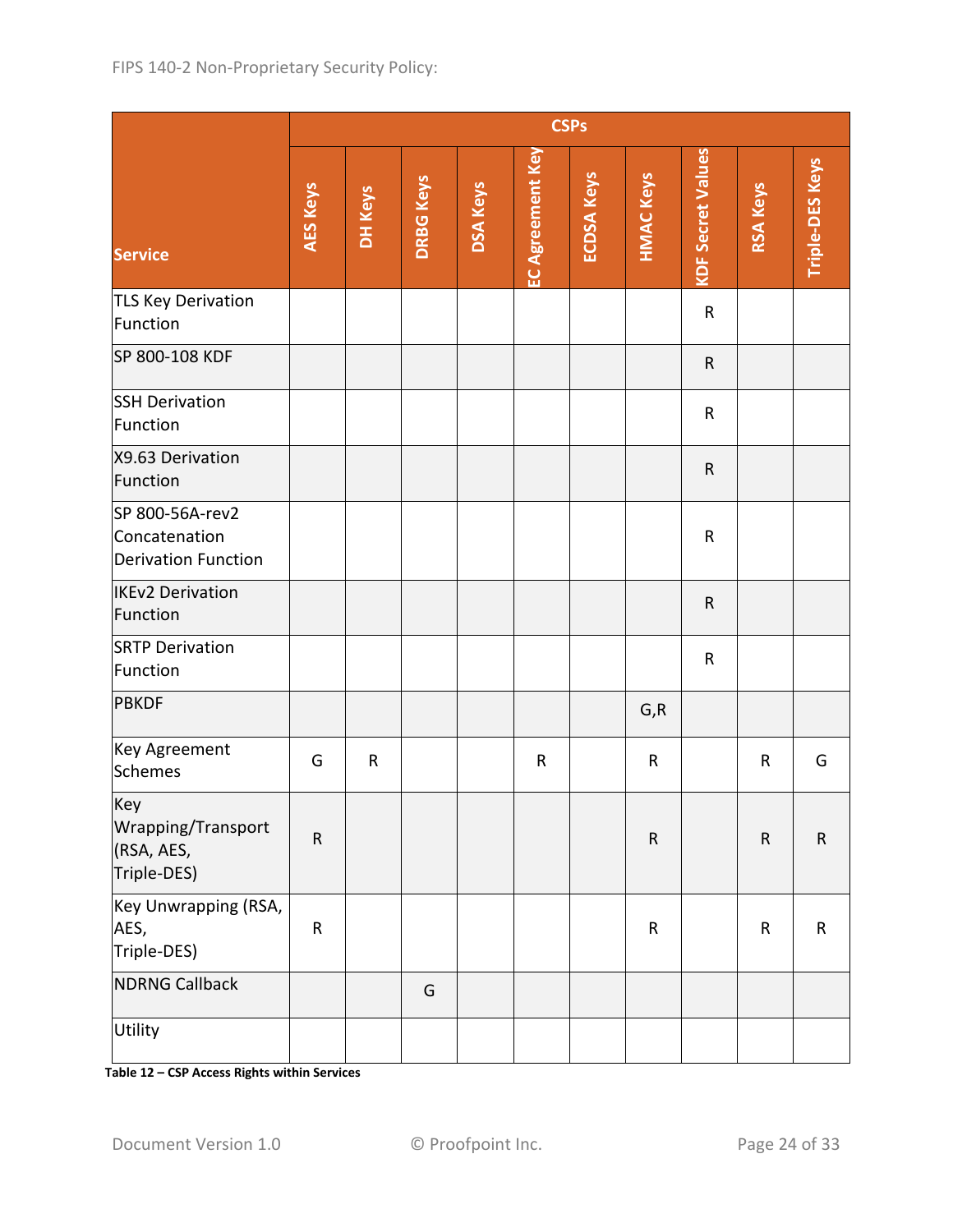| Service | CSPs | | | | | | | | | |
|---|---|---|---|---|---|---|---|---|---|---|
| | AES Keys | DH Keys | DRBG Keys | DSA Keys | EC Agreement Key | ECDSA Keys | HMAC Keys | KDF Secret Values | RSA Keys | Triple-DES Keys |
| TLS Key Derivation Function | | | | | | | | R | | |
| SP 800-108 KDF | | | | | | | | R | | |
| SSH Derivation Function | | | | | | | | R | | |
| X9.63 Derivation Function | | | | | | | | R | | |
| SP 800-56A-rev2 Concatenation Derivation Function | | | | | | | | R | | |
| IKEv2 Derivation Function | | | | | | | | R | | |
| SRTP Derivation Function | | | | | | | | R | | |
| PBKDF | | | | | | | G,R | | | |
| Key Agreement Schemes | G | R | | | R | | R | | R | G |
| Key Wrapping/Transport (RSA, AES, Triple-DES) | R | | | | | | R | | R | R |
| Key Unwrapping (RSA, AES, Triple-DES) | R | | | | | | R | | R | R |
| NDRNG Callback | | | G | | | | | | | |
| Utility | | | | | | | | | | |

**Table 12 – CSP Access Rights within Services**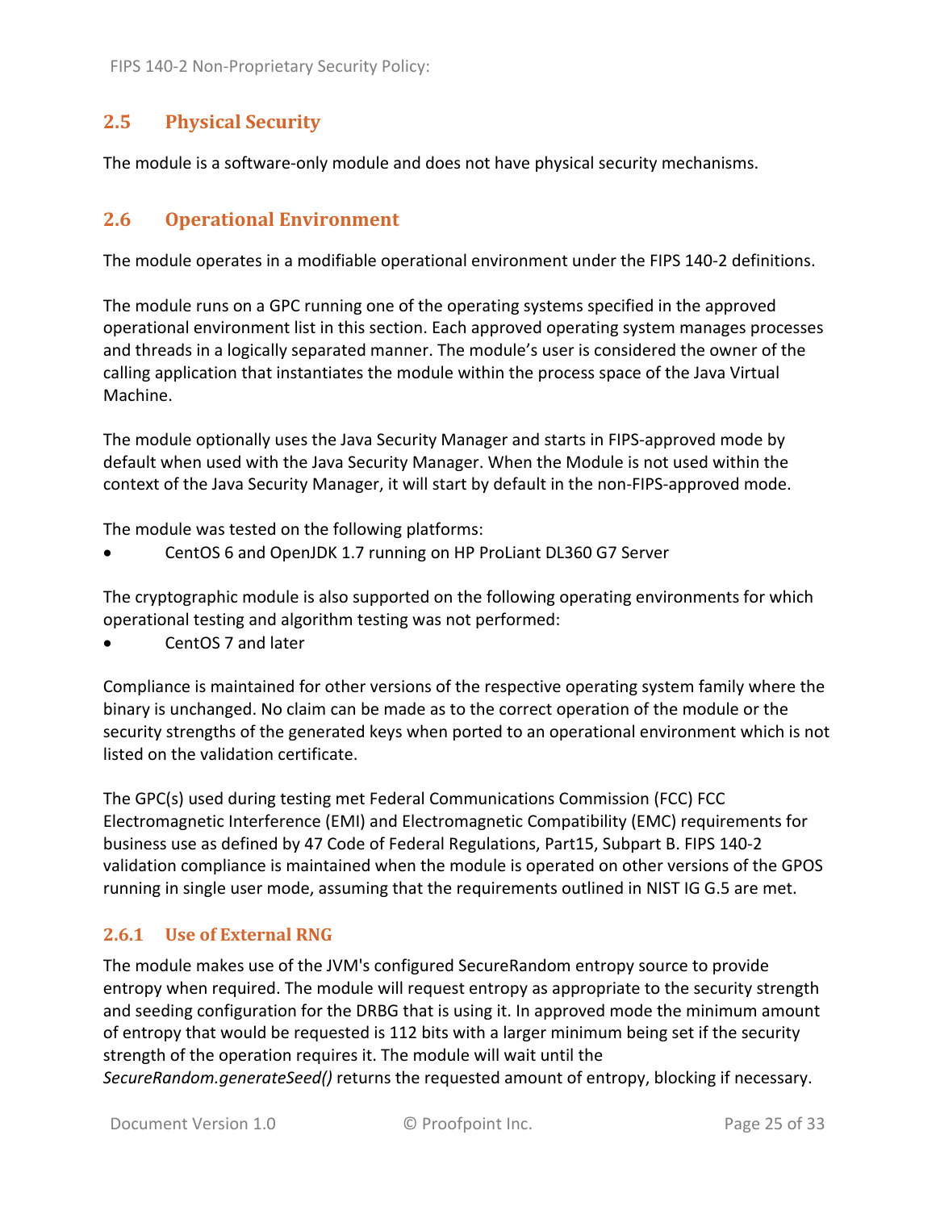## 2.5 Physical Security

The module is a software-only module and does not have physical security mechanisms.

## 2.6 Operational Environment

The module operates in a modifiable operational environment under the FIPS 140-2 definitions.

The module runs on a GPC running one of the operating systems specified in the approved operational environment list in this section. Each approved operating system manages processes and threads in a logically separated manner. The module's user is considered the owner of the calling application that instantiates the module within the process space of the Java Virtual Machine.

The module optionally uses the Java Security Manager and starts in FIPS-approved mode by default when used with the Java Security Manager. When the Module is not used within the context of the Java Security Manager, it will start by default in the non-FIPS-approved mode.

The module was tested on the following platforms:

- CentOS 6 and OpenJDK 1.7 running on HP ProLiant DL360 G7 Server

The cryptographic module is also supported on the following operating environments for which operational testing and algorithm testing was not performed:

- CentOS 7 and later

Compliance is maintained for other versions of the respective operating system family where the binary is unchanged. No claim can be made as to the correct operation of the module or the security strengths of the generated keys when ported to an operational environment which is not listed on the validation certificate.

The GPC(s) used during testing met Federal Communications Commission (FCC) FCC Electromagnetic Interference (EMI) and Electromagnetic Compatibility (EMC) requirements for business use as defined by 47 Code of Federal Regulations, Part15, Subpart B. FIPS 140-2 validation compliance is maintained when the module is operated on other versions of the GPOS running in single user mode, assuming that the requirements outlined in NIST IG G.5 are met.

### 2.6.1 Use of External RNG

The module makes use of the JVM's configured SecureRandom entropy source to provide entropy when required. The module will request entropy as appropriate to the security strength and seeding configuration for the DRBG that is using it. In approved mode the minimum amount of entropy that would be requested is 112 bits with a larger minimum being set if the security strength of the operation requires it. The module will wait until the *SecureRandom.generateSeed()* returns the requested amount of entropy, blocking if necessary.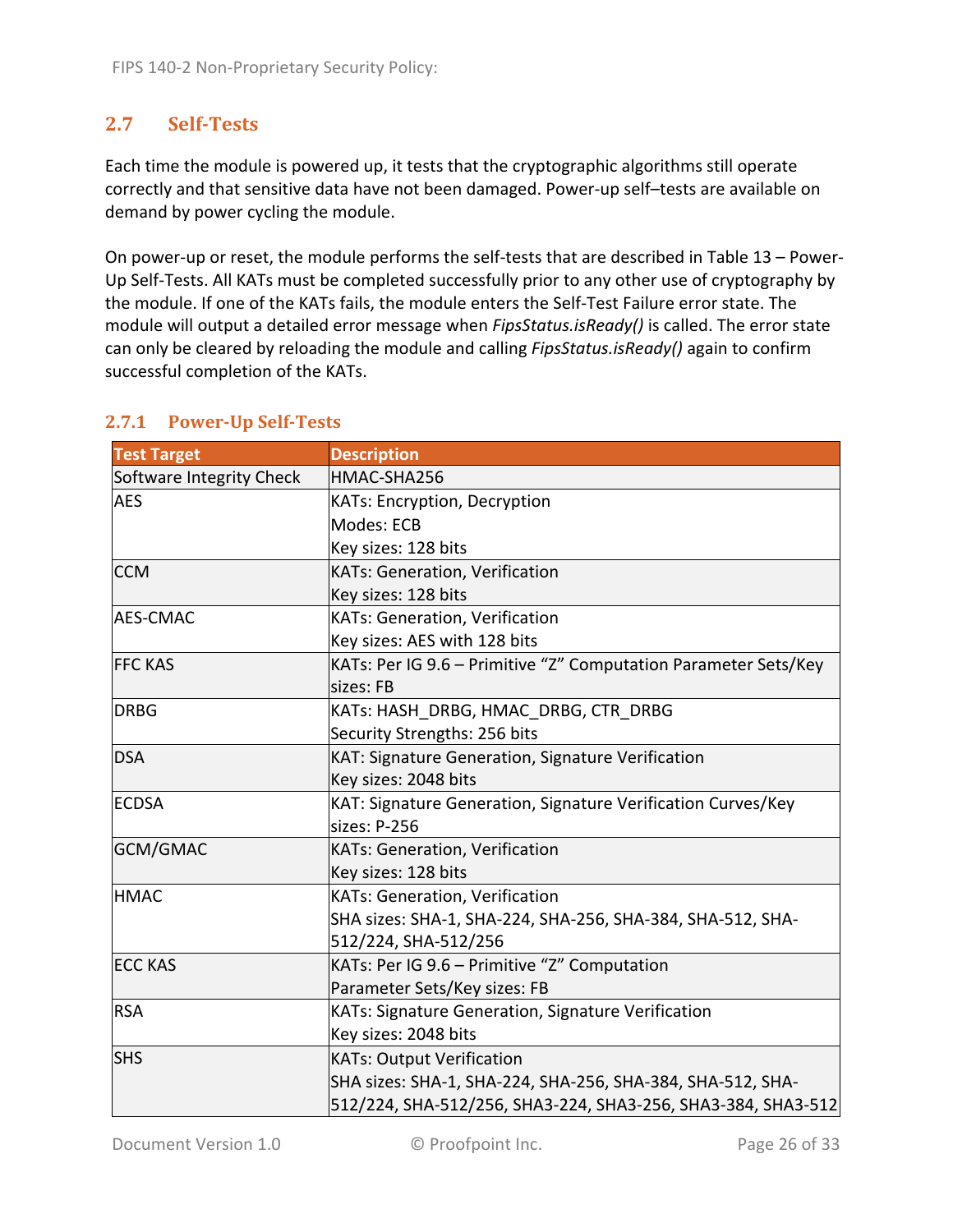## 2.7 Self-Tests

Each time the module is powered up, it tests that the cryptographic algorithms still operate correctly and that sensitive data have not been damaged. Power-up self–tests are available on demand by power cycling the module.

On power-up or reset, the module performs the self-tests that are described in Table 13 – Power-Up Self-Tests. All KATs must be completed successfully prior to any other use of cryptography by the module. If one of the KATs fails, the module enters the Self-Test Failure error state. The module will output a detailed error message when *FipsStatus.isReady()* is called. The error state can only be cleared by reloading the module and calling *FipsStatus.isReady()* again to confirm successful completion of the KATs.

### 2.7.1 Power-Up Self-Tests

| Test Target | Description |
|---|---|
| Software Integrity Check | HMAC-SHA256 |
| AES | KATs: Encryption, Decryption<br>Modes: ECB<br>Key sizes: 128 bits |
| CCM | KATs: Generation, Verification<br>Key sizes: 128 bits |
| AES-CMAC | KATs: Generation, Verification<br>Key sizes: AES with 128 bits |
| FFC KAS | KATs: Per IG 9.6 – Primitive "Z" Computation Parameter Sets/Key sizes: FB |
| DRBG | KATs: HASH_DRBG, HMAC_DRBG, CTR_DRBG<br>Security Strengths: 256 bits |
| DSA | KAT: Signature Generation, Signature Verification<br>Key sizes: 2048 bits |
| ECDSA | KAT: Signature Generation, Signature Verification Curves/Key sizes: P-256 |
| GCM/GMAC | KATs: Generation, Verification<br>Key sizes: 128 bits |
| HMAC | KATs: Generation, Verification<br>SHA sizes: SHA-1, SHA-224, SHA-256, SHA-384, SHA-512, SHA-512/224, SHA-512/256 |
| ECC KAS | KATs: Per IG 9.6 – Primitive "Z" Computation<br>Parameter Sets/Key sizes: FB |
| RSA | KATs: Signature Generation, Signature Verification<br>Key sizes: 2048 bits |
| SHS | KATs: Output Verification<br>SHA sizes: SHA-1, SHA-224, SHA-256, SHA-384, SHA-512, SHA-512/224, SHA-512/256, SHA3-224, SHA3-256, SHA3-384, SHA3-512 |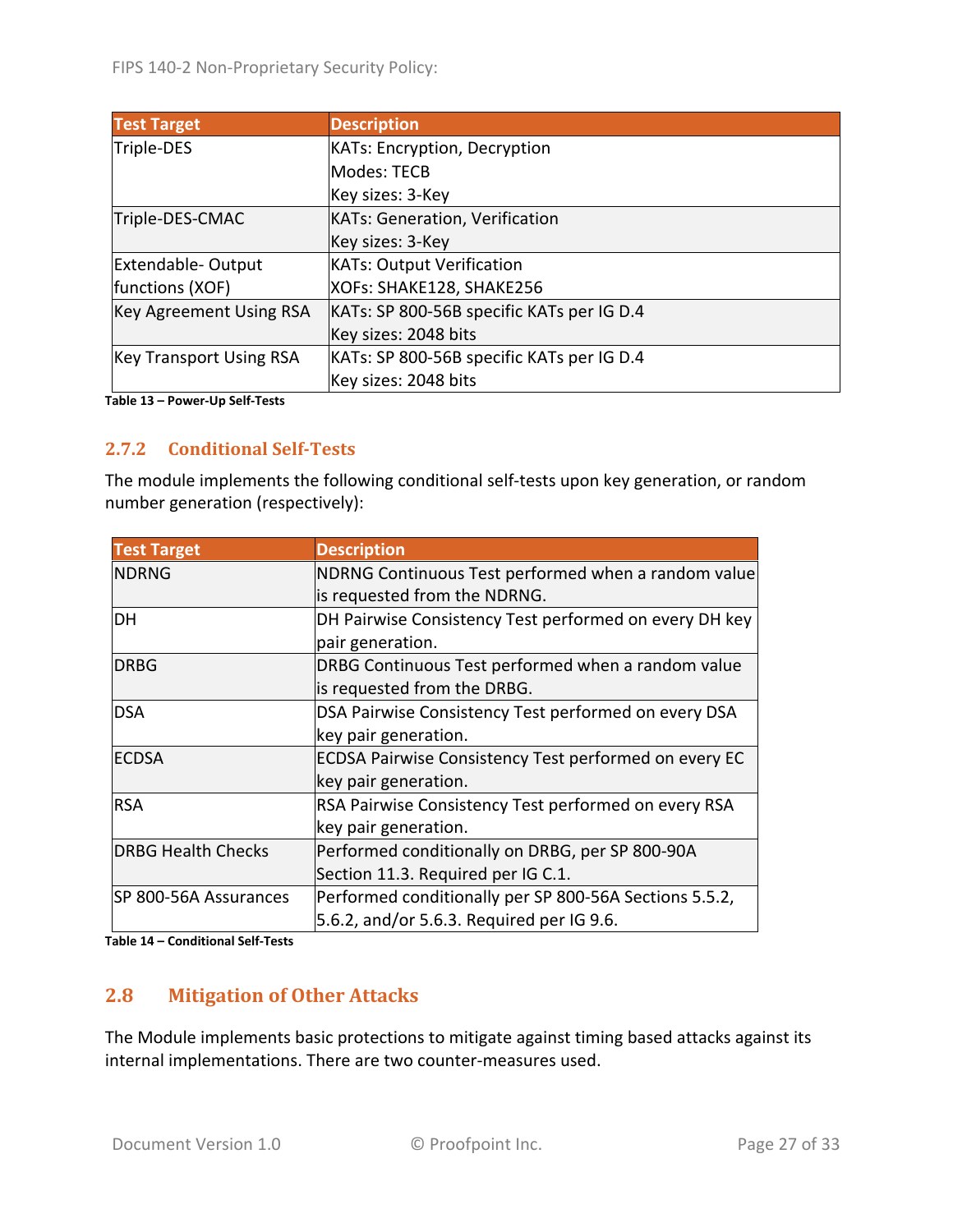| Test Target | Description |
| --- | --- |
| Triple-DES | KATs: Encryption, Decryption<br>Modes: TECB<br>Key sizes: 3-Key |
| Triple-DES-CMAC | KATs: Generation, Verification<br>Key sizes: 3-Key |
| Extendable- Output functions (XOF) | KATs: Output Verification<br>XOFs: SHAKE128, SHAKE256 |
| Key Agreement Using RSA | KATs: SP 800-56B specific KATs per IG D.4<br>Key sizes: 2048 bits |
| Key Transport Using RSA | KATs: SP 800-56B specific KATs per IG D.4<br>Key sizes: 2048 bits |

**Table 13 – Power-Up Self-Tests**

### 2.7.2 Conditional Self-Tests

The module implements the following conditional self-tests upon key generation, or random number generation (respectively):

| Test Target | Description |
| --- | --- |
| NDRNG | NDRNG Continuous Test performed when a random value is requested from the NDRNG. |
| DH | DH Pairwise Consistency Test performed on every DH key pair generation. |
| DRBG | DRBG Continuous Test performed when a random value is requested from the DRBG. |
| DSA | DSA Pairwise Consistency Test performed on every DSA key pair generation. |
| ECDSA | ECDSA Pairwise Consistency Test performed on every EC key pair generation. |
| RSA | RSA Pairwise Consistency Test performed on every RSA key pair generation. |
| DRBG Health Checks | Performed conditionally on DRBG, per SP 800-90A Section 11.3. Required per IG C.1. |
| SP 800-56A Assurances | Performed conditionally per SP 800-56A Sections 5.5.2, 5.6.2, and/or 5.6.3. Required per IG 9.6. |

**Table 14 – Conditional Self-Tests**

## 2.8 Mitigation of Other Attacks

The Module implements basic protections to mitigate against timing based attacks against its internal implementations. There are two counter-measures used.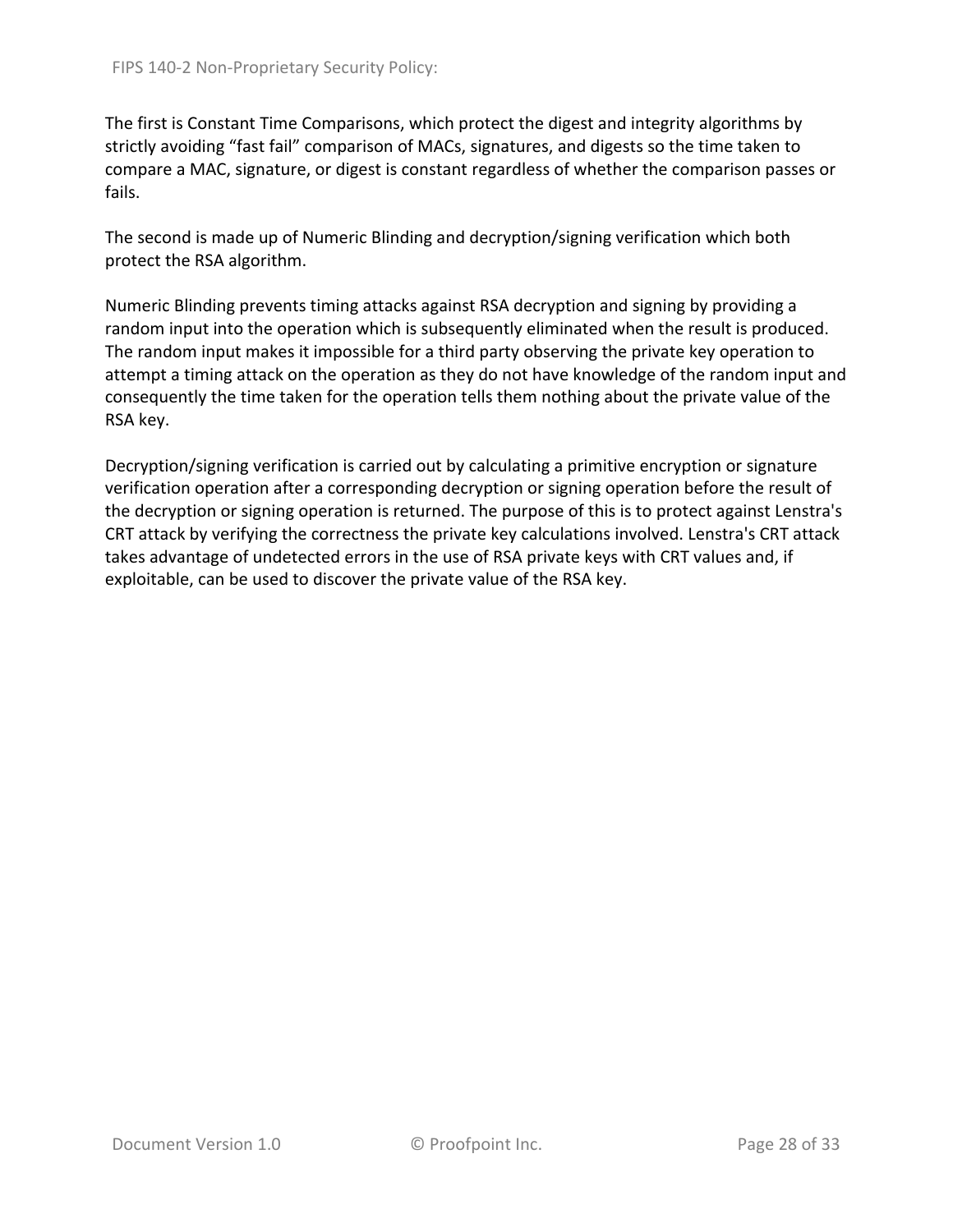The first is Constant Time Comparisons, which protect the digest and integrity algorithms by strictly avoiding "fast fail" comparison of MACs, signatures, and digests so the time taken to compare a MAC, signature, or digest is constant regardless of whether the comparison passes or fails.

The second is made up of Numeric Blinding and decryption/signing verification which both protect the RSA algorithm.

Numeric Blinding prevents timing attacks against RSA decryption and signing by providing a random input into the operation which is subsequently eliminated when the result is produced. The random input makes it impossible for a third party observing the private key operation to attempt a timing attack on the operation as they do not have knowledge of the random input and consequently the time taken for the operation tells them nothing about the private value of the RSA key.

Decryption/signing verification is carried out by calculating a primitive encryption or signature verification operation after a corresponding decryption or signing operation before the result of the decryption or signing operation is returned. The purpose of this is to protect against Lenstra's CRT attack by verifying the correctness the private key calculations involved. Lenstra's CRT attack takes advantage of undetected errors in the use of RSA private keys with CRT values and, if exploitable, can be used to discover the private value of the RSA key.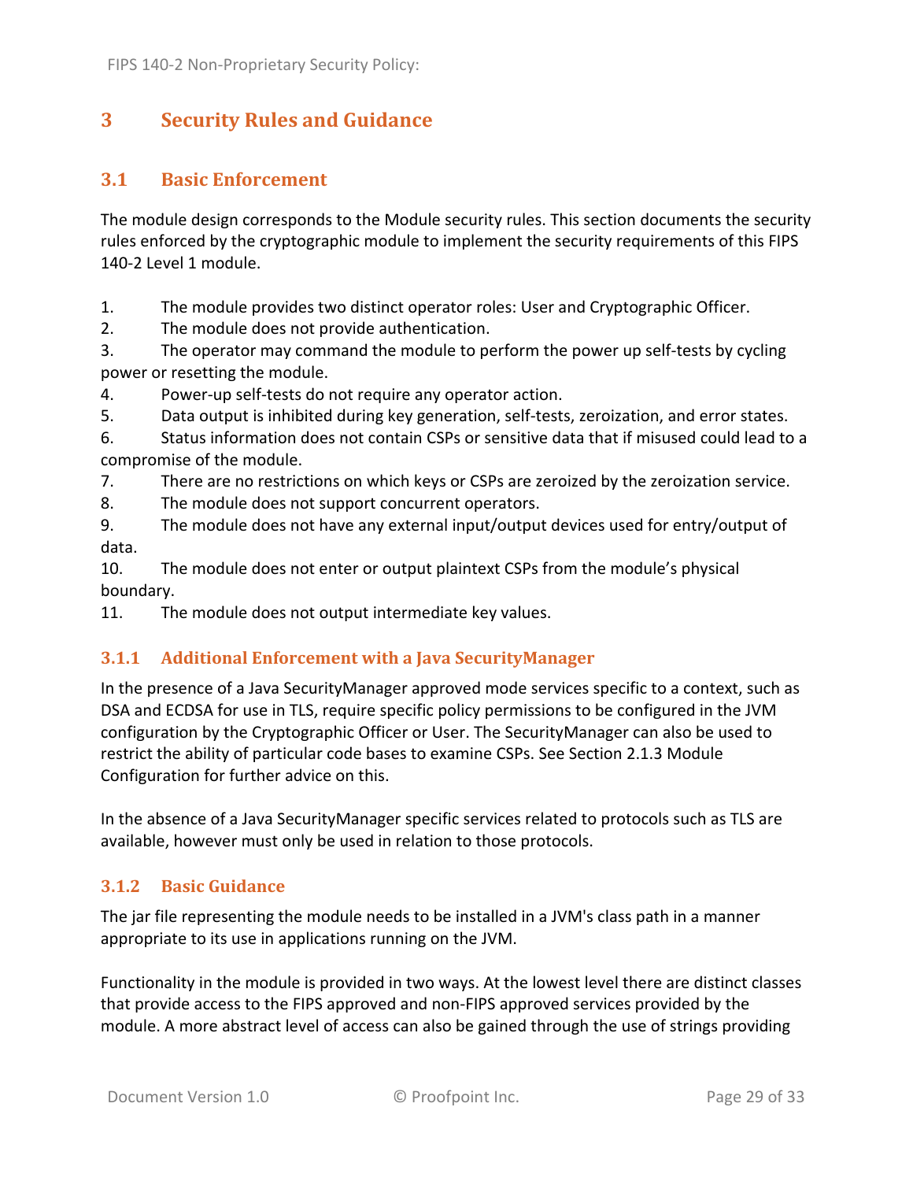# 3 Security Rules and Guidance

## 3.1 Basic Enforcement

The module design corresponds to the Module security rules. This section documents the security rules enforced by the cryptographic module to implement the security requirements of this FIPS 140-2 Level 1 module.

1. The module provides two distinct operator roles: User and Cryptographic Officer.
2. The module does not provide authentication.
3. The operator may command the module to perform the power up self-tests by cycling power or resetting the module.
4. Power-up self-tests do not require any operator action.
5. Data output is inhibited during key generation, self-tests, zeroization, and error states.
6. Status information does not contain CSPs or sensitive data that if misused could lead to a compromise of the module.
7. There are no restrictions on which keys or CSPs are zeroized by the zeroization service.
8. The module does not support concurrent operators.
9. The module does not have any external input/output devices used for entry/output of data.
10. The module does not enter or output plaintext CSPs from the module's physical boundary.
11. The module does not output intermediate key values.

### 3.1.1 Additional Enforcement with a Java SecurityManager

In the presence of a Java SecurityManager approved mode services specific to a context, such as DSA and ECDSA for use in TLS, require specific policy permissions to be configured in the JVM configuration by the Cryptographic Officer or User. The SecurityManager can also be used to restrict the ability of particular code bases to examine CSPs. See Section 2.1.3 Module Configuration for further advice on this.

In the absence of a Java SecurityManager specific services related to protocols such as TLS are available, however must only be used in relation to those protocols.

### 3.1.2 Basic Guidance

The jar file representing the module needs to be installed in a JVM's class path in a manner appropriate to its use in applications running on the JVM.

Functionality in the module is provided in two ways. At the lowest level there are distinct classes that provide access to the FIPS approved and non-FIPS approved services provided by the module. A more abstract level of access can also be gained through the use of strings providing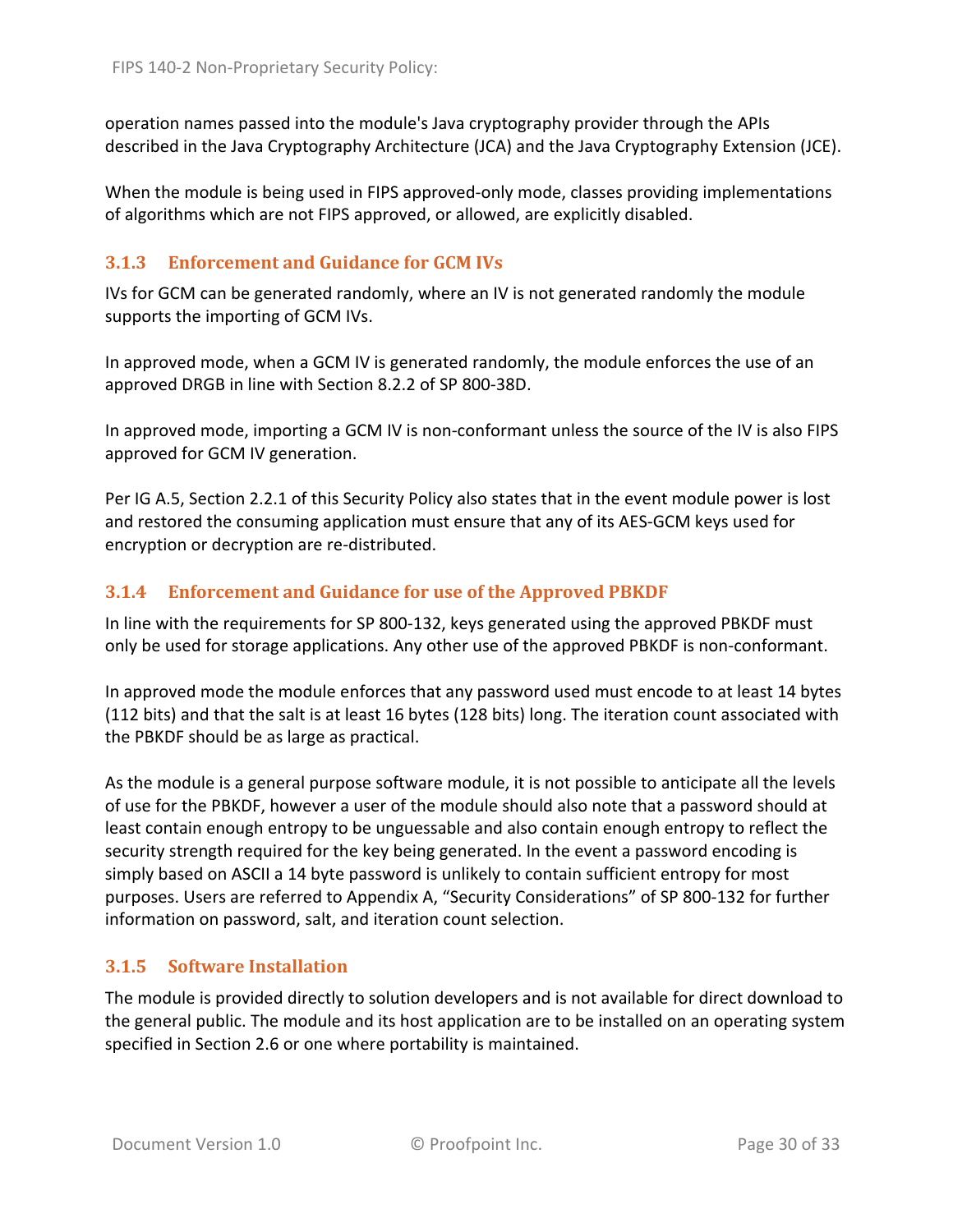operation names passed into the module's Java cryptography provider through the APIs described in the Java Cryptography Architecture (JCA) and the Java Cryptography Extension (JCE).

When the module is being used in FIPS approved-only mode, classes providing implementations of algorithms which are not FIPS approved, or allowed, are explicitly disabled.

### 3.1.3 Enforcement and Guidance for GCM IVs

IVs for GCM can be generated randomly, where an IV is not generated randomly the module supports the importing of GCM IVs.

In approved mode, when a GCM IV is generated randomly, the module enforces the use of an approved DRGB in line with Section 8.2.2 of SP 800-38D.

In approved mode, importing a GCM IV is non-conformant unless the source of the IV is also FIPS approved for GCM IV generation.

Per IG A.5, Section 2.2.1 of this Security Policy also states that in the event module power is lost and restored the consuming application must ensure that any of its AES-GCM keys used for encryption or decryption are re-distributed.

### 3.1.4 Enforcement and Guidance for use of the Approved PBKDF

In line with the requirements for SP 800-132, keys generated using the approved PBKDF must only be used for storage applications. Any other use of the approved PBKDF is non-conformant.

In approved mode the module enforces that any password used must encode to at least 14 bytes (112 bits) and that the salt is at least 16 bytes (128 bits) long. The iteration count associated with the PBKDF should be as large as practical.

As the module is a general purpose software module, it is not possible to anticipate all the levels of use for the PBKDF, however a user of the module should also note that a password should at least contain enough entropy to be unguessable and also contain enough entropy to reflect the security strength required for the key being generated. In the event a password encoding is simply based on ASCII a 14 byte password is unlikely to contain sufficient entropy for most purposes. Users are referred to Appendix A, “Security Considerations” of SP 800-132 for further information on password, salt, and iteration count selection.

### 3.1.5 Software Installation

The module is provided directly to solution developers and is not available for direct download to the general public. The module and its host application are to be installed on an operating system specified in Section 2.6 or one where portability is maintained.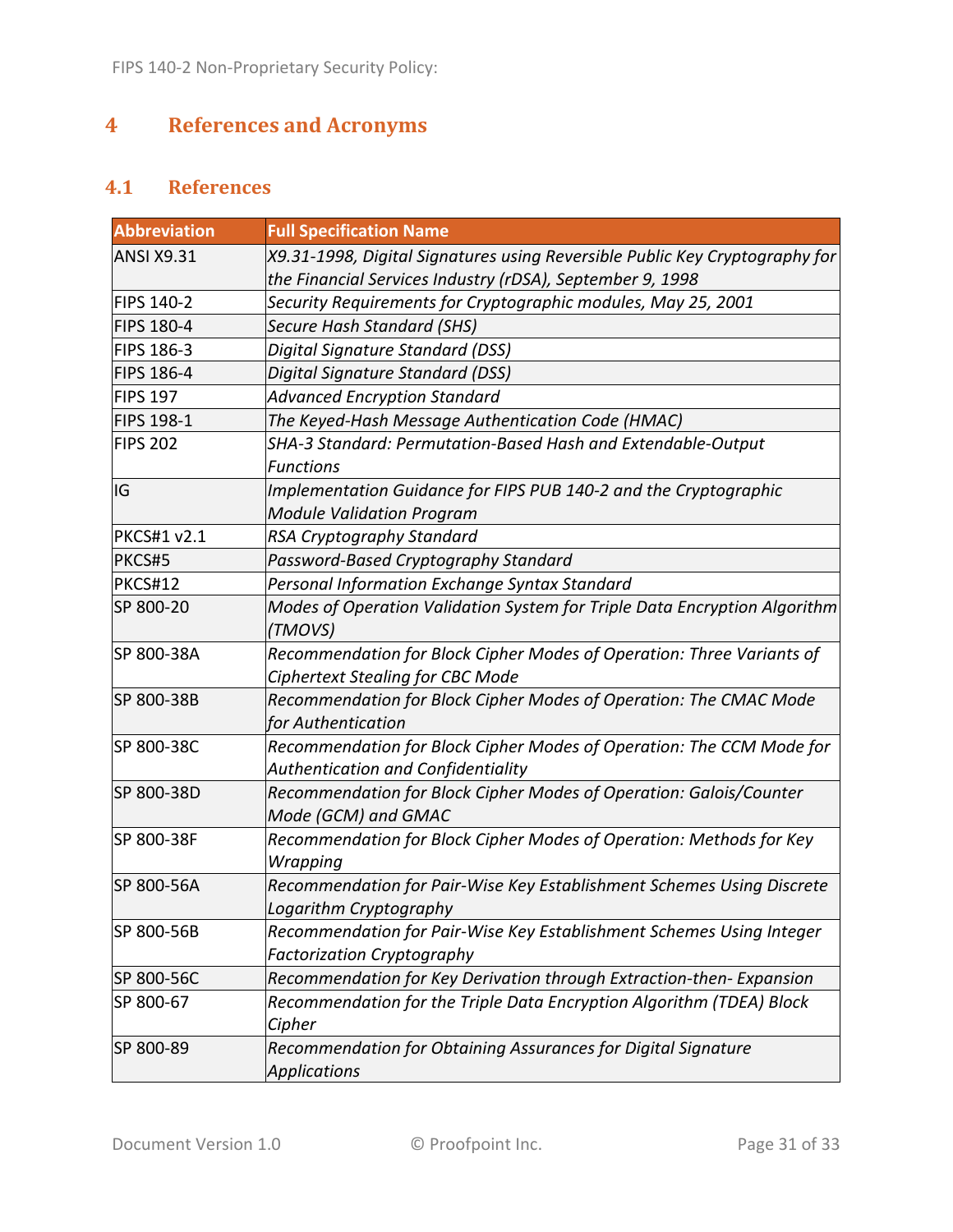# 4 References and Acronyms

## 4.1 References

| Abbreviation | Full Specification Name |
|---|---|
| ANSI X9.31 | *X9.31-1998, Digital Signatures using Reversible Public Key Cryptography for the Financial Services Industry (rDSA), September 9, 1998* |
| FIPS 140-2 | *Security Requirements for Cryptographic modules, May 25, 2001* |
| FIPS 180-4 | *Secure Hash Standard (SHS)* |
| FIPS 186-3 | *Digital Signature Standard (DSS)* |
| FIPS 186-4 | *Digital Signature Standard (DSS)* |
| FIPS 197 | *Advanced Encryption Standard* |
| FIPS 198-1 | *The Keyed-Hash Message Authentication Code (HMAC)* |
| FIPS 202 | *SHA-3 Standard: Permutation-Based Hash and Extendable-Output Functions* |
| IG | *Implementation Guidance for FIPS PUB 140-2 and the Cryptographic Module Validation Program* |
| PKCS#1 v2.1 | *RSA Cryptography Standard* |
| PKCS#5 | *Password-Based Cryptography Standard* |
| PKCS#12 | *Personal Information Exchange Syntax Standard* |
| SP 800-20 | *Modes of Operation Validation System for Triple Data Encryption Algorithm (TMOVS)* |
| SP 800-38A | *Recommendation for Block Cipher Modes of Operation: Three Variants of Ciphertext Stealing for CBC Mode* |
| SP 800-38B | *Recommendation for Block Cipher Modes of Operation: The CMAC Mode for Authentication* |
| SP 800-38C | *Recommendation for Block Cipher Modes of Operation: The CCM Mode for Authentication and Confidentiality* |
| SP 800-38D | *Recommendation for Block Cipher Modes of Operation: Galois/Counter Mode (GCM) and GMAC* |
| SP 800-38F | *Recommendation for Block Cipher Modes of Operation: Methods for Key Wrapping* |
| SP 800-56A | *Recommendation for Pair-Wise Key Establishment Schemes Using Discrete Logarithm Cryptography* |
| SP 800-56B | *Recommendation for Pair-Wise Key Establishment Schemes Using Integer Factorization Cryptography* |
| SP 800-56C | *Recommendation for Key Derivation through Extraction-then- Expansion* |
| SP 800-67 | *Recommendation for the Triple Data Encryption Algorithm (TDEA) Block Cipher* |
| SP 800-89 | *Recommendation for Obtaining Assurances for Digital Signature Applications* |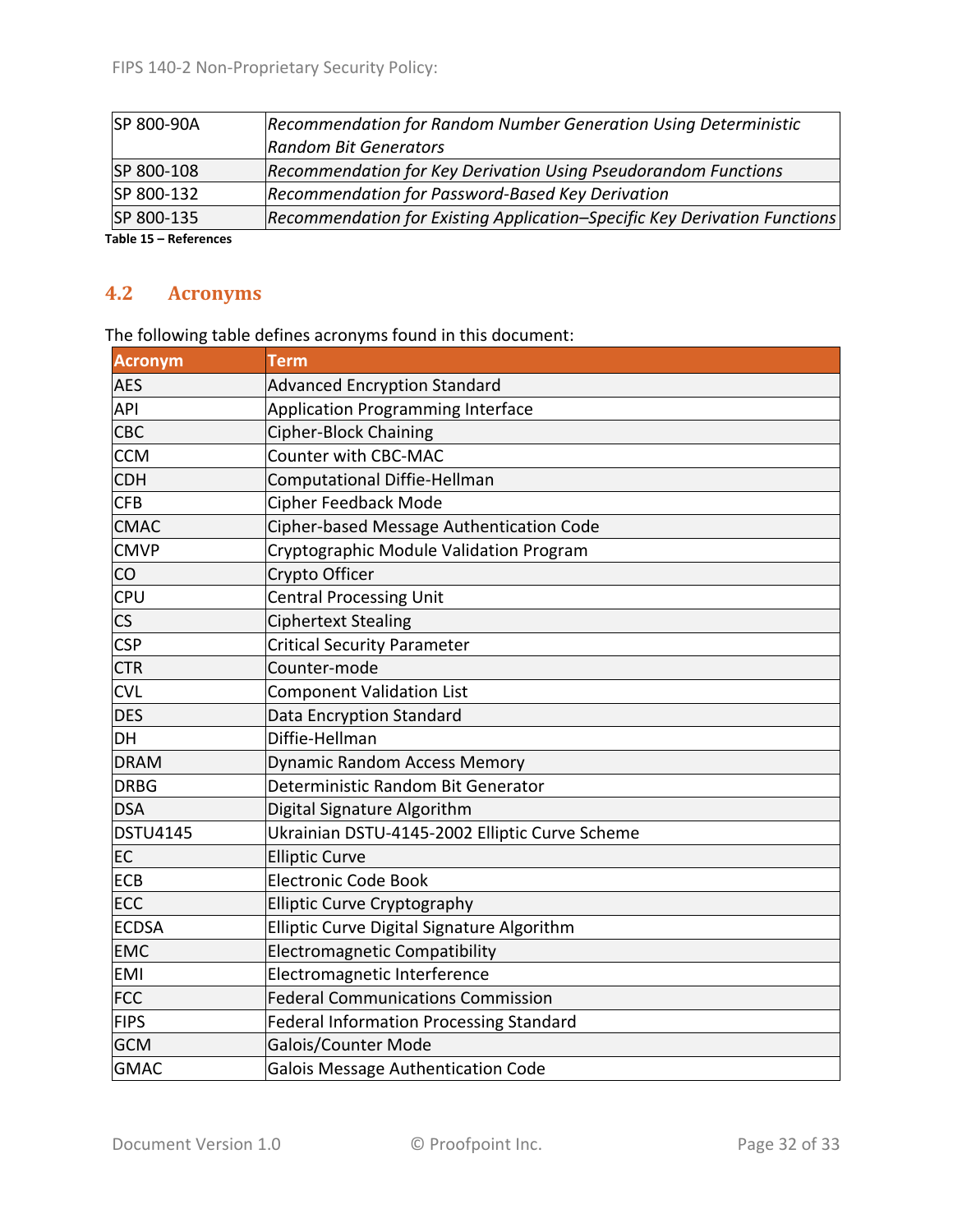| SP 800-90A | *Recommendation for Random Number Generation Using Deterministic Random Bit Generators* |
|---|---|
| SP 800-108 | *Recommendation for Key Derivation Using Pseudorandom Functions* |
| SP 800-132 | *Recommendation for Password-Based Key Derivation* |
| SP 800-135 | *Recommendation for Existing Application–Specific Key Derivation Functions* |

**Table 15 – References**

## 4.2 Acronyms

The following table defines acronyms found in this document:

| Acronym | Term |
|---|---|
| AES | Advanced Encryption Standard |
| API | Application Programming Interface |
| CBC | Cipher-Block Chaining |
| CCM | Counter with CBC-MAC |
| CDH | Computational Diffie-Hellman |
| CFB | Cipher Feedback Mode |
| CMAC | Cipher-based Message Authentication Code |
| CMVP | Cryptographic Module Validation Program |
| CO | Crypto Officer |
| CPU | Central Processing Unit |
| CS | Ciphertext Stealing |
| CSP | Critical Security Parameter |
| CTR | Counter-mode |
| CVL | Component Validation List |
| DES | Data Encryption Standard |
| DH | Diffie-Hellman |
| DRAM | Dynamic Random Access Memory |
| DRBG | Deterministic Random Bit Generator |
| DSA | Digital Signature Algorithm |
| DSTU4145 | Ukrainian DSTU-4145-2002 Elliptic Curve Scheme |
| EC | Elliptic Curve |
| ECB | Electronic Code Book |
| ECC | Elliptic Curve Cryptography |
| ECDSA | Elliptic Curve Digital Signature Algorithm |
| EMC | Electromagnetic Compatibility |
| EMI | Electromagnetic Interference |
| FCC | Federal Communications Commission |
| FIPS | Federal Information Processing Standard |
| GCM | Galois/Counter Mode |
| GMAC | Galois Message Authentication Code |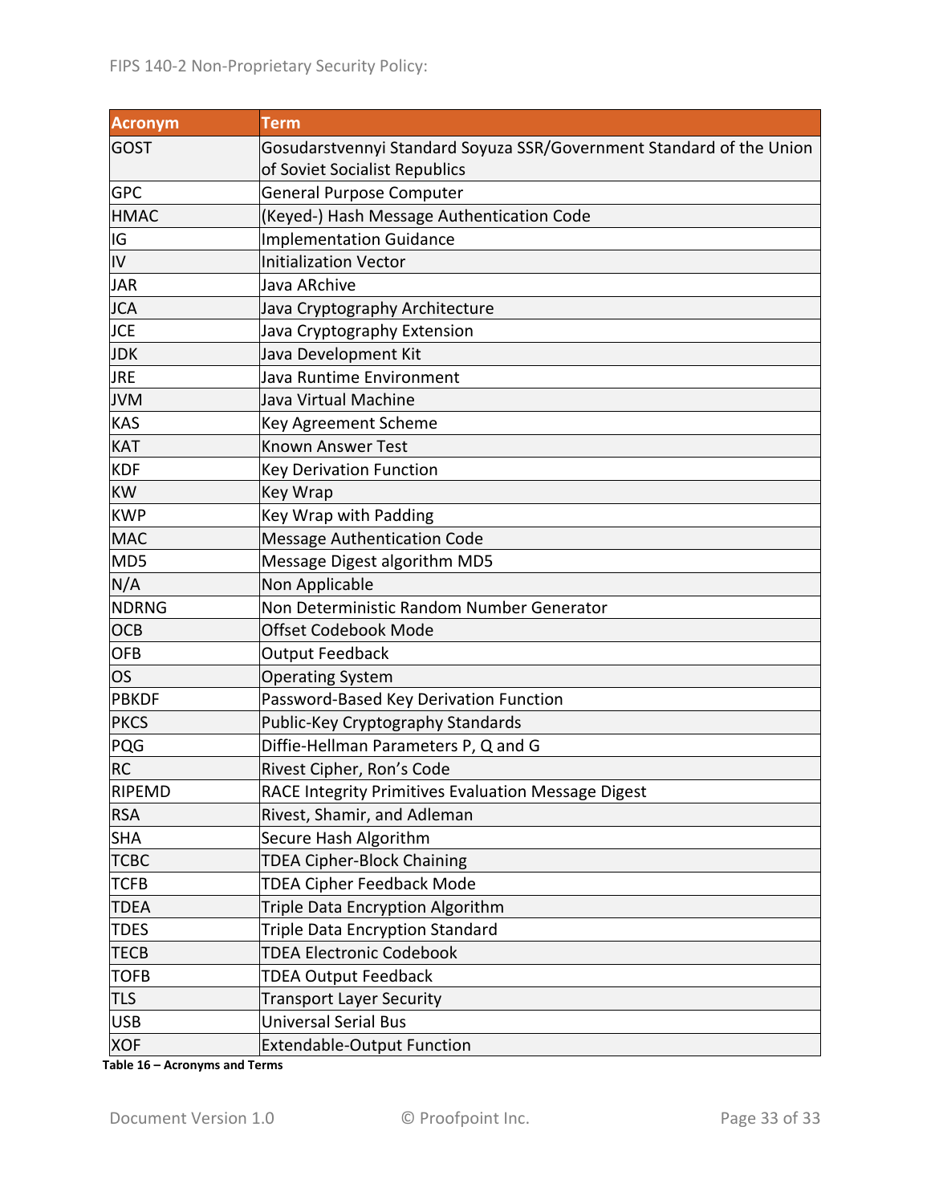| Acronym | Term |
|---|---|
| GOST | Gosudarstvennyi Standard Soyuza SSR/Government Standard of the Union of Soviet Socialist Republics |
| GPC | General Purpose Computer |
| HMAC | (Keyed-) Hash Message Authentication Code |
| IG | Implementation Guidance |
| IV | Initialization Vector |
| JAR | Java ARchive |
| JCA | Java Cryptography Architecture |
| JCE | Java Cryptography Extension |
| JDK | Java Development Kit |
| JRE | Java Runtime Environment |
| JVM | Java Virtual Machine |
| KAS | Key Agreement Scheme |
| KAT | Known Answer Test |
| KDF | Key Derivation Function |
| KW | Key Wrap |
| KWP | Key Wrap with Padding |
| MAC | Message Authentication Code |
| MD5 | Message Digest algorithm MD5 |
| N/A | Non Applicable |
| NDRNG | Non Deterministic Random Number Generator |
| OCB | Offset Codebook Mode |
| OFB | Output Feedback |
| OS | Operating System |
| PBKDF | Password-Based Key Derivation Function |
| PKCS | Public-Key Cryptography Standards |
| PQG | Diffie-Hellman Parameters P, Q and G |
| RC | Rivest Cipher, Ron's Code |
| RIPEMD | RACE Integrity Primitives Evaluation Message Digest |
| RSA | Rivest, Shamir, and Adleman |
| SHA | Secure Hash Algorithm |
| TCBC | TDEA Cipher-Block Chaining |
| TCFB | TDEA Cipher Feedback Mode |
| TDEA | Triple Data Encryption Algorithm |
| TDES | Triple Data Encryption Standard |
| TECB | TDEA Electronic Codebook |
| TOFB | TDEA Output Feedback |
| TLS | Transport Layer Security |
| USB | Universal Serial Bus |
| XOF | Extendable-Output Function |

**Table 16 – Acronyms and Terms**